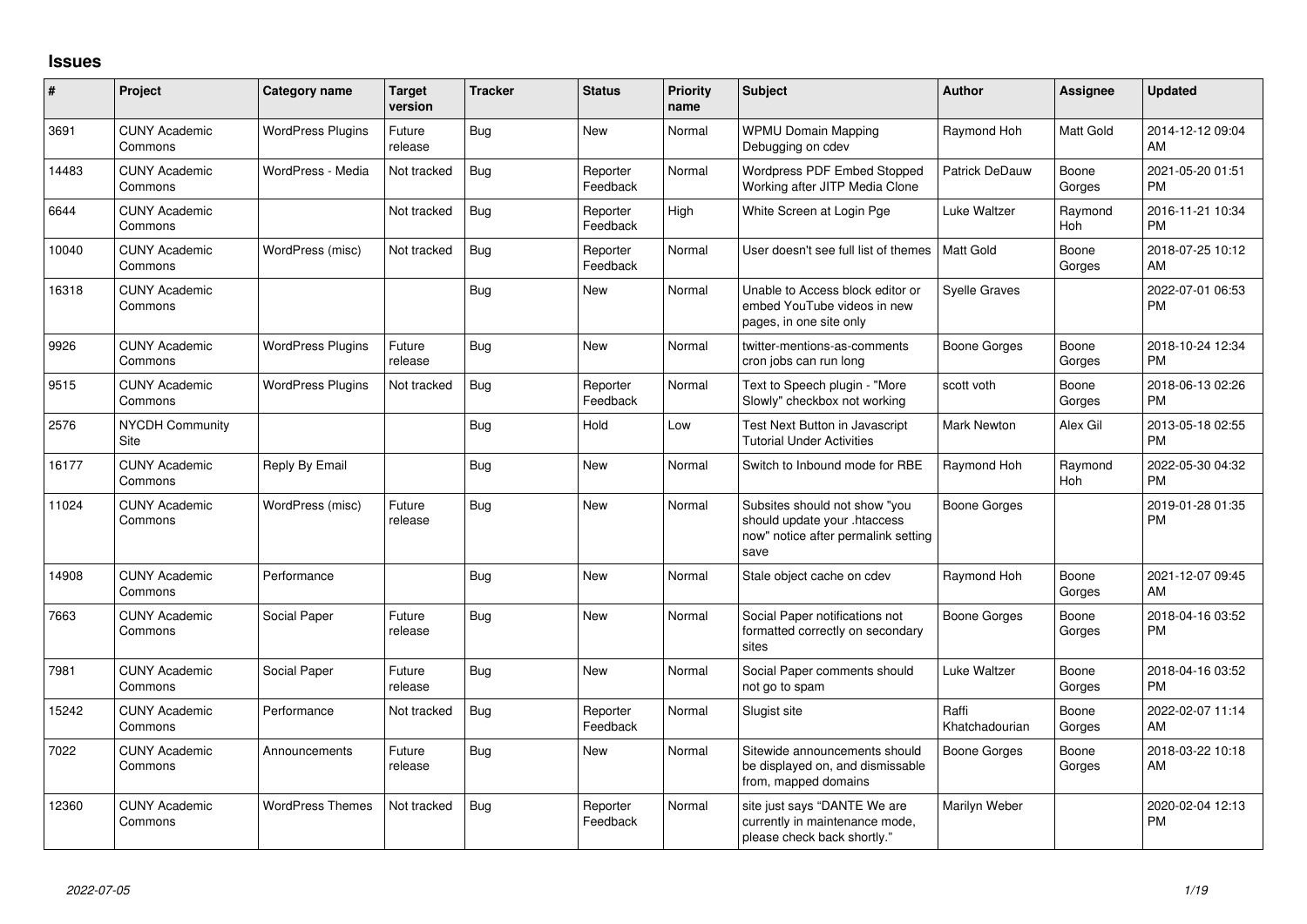## Issues

| # | Project | Category name | Target version | Tracker | Status | Priority name | Subject | Author | Assignee | Updated |
|---|---|---|---|---|---|---|---|---|---|---|
| 3691 | CUNY Academic Commons | WordPress Plugins | Future release | Bug | New | Normal | WPMU Domain Mapping Debugging on cdev | Raymond Hoh | Matt Gold | 2014-12-12 09:04 AM |
| 14483 | CUNY Academic Commons | WordPress - Media | Not tracked | Bug | Reporter Feedback | Normal | Wordpress PDF Embed Stopped Working after JITP Media Clone | Patrick DeDauw | Boone Gorges | 2021-05-20 01:51 PM |
| 6644 | CUNY Academic Commons | | Not tracked | Bug | Reporter Feedback | High | White Screen at Login Pge | Luke Waltzer | Raymond Hoh | 2016-11-21 10:34 PM |
| 10040 | CUNY Academic Commons | WordPress (misc) | Not tracked | Bug | Reporter Feedback | Normal | User doesn't see full list of themes | Matt Gold | Boone Gorges | 2018-07-25 10:12 AM |
| 16318 | CUNY Academic Commons | | | Bug | New | Normal | Unable to Access block editor or embed YouTube videos in new pages, in one site only | Syelle Graves | | 2022-07-01 06:53 PM |
| 9926 | CUNY Academic Commons | WordPress Plugins | Future release | Bug | New | Normal | twitter-mentions-as-comments cron jobs can run long | Boone Gorges | Boone Gorges | 2018-10-24 12:34 PM |
| 9515 | CUNY Academic Commons | WordPress Plugins | Not tracked | Bug | Reporter Feedback | Normal | Text to Speech plugin - "More Slowly" checkbox not working | scott voth | Boone Gorges | 2018-06-13 02:26 PM |
| 2576 | NYCDH Community Site | | | Bug | Hold | Low | Test Next Button in Javascript Tutorial Under Activities | Mark Newton | Alex Gil | 2013-05-18 02:55 PM |
| 16177 | CUNY Academic Commons | Reply By Email | | Bug | New | Normal | Switch to Inbound mode for RBE | Raymond Hoh | Raymond Hoh | 2022-05-30 04:32 PM |
| 11024 | CUNY Academic Commons | WordPress (misc) | Future release | Bug | New | Normal | Subsites should not show "you should update your .htaccess now" notice after permalink setting save | Boone Gorges | | 2019-01-28 01:35 PM |
| 14908 | CUNY Academic Commons | Performance | | Bug | New | Normal | Stale object cache on cdev | Raymond Hoh | Boone Gorges | 2021-12-07 09:45 AM |
| 7663 | CUNY Academic Commons | Social Paper | Future release | Bug | New | Normal | Social Paper notifications not formatted correctly on secondary sites | Boone Gorges | Boone Gorges | 2018-04-16 03:52 PM |
| 7981 | CUNY Academic Commons | Social Paper | Future release | Bug | New | Normal | Social Paper comments should not go to spam | Luke Waltzer | Boone Gorges | 2018-04-16 03:52 PM |
| 15242 | CUNY Academic Commons | Performance | Not tracked | Bug | Reporter Feedback | Normal | Slugist site | Raffi Khatchadourian | Boone Gorges | 2022-02-07 11:14 AM |
| 7022 | CUNY Academic Commons | Announcements | Future release | Bug | New | Normal | Sitewide announcements should be displayed on, and dismissable from, mapped domains | Boone Gorges | Boone Gorges | 2018-03-22 10:18 AM |
| 12360 | CUNY Academic Commons | WordPress Themes | Not tracked | Bug | Reporter Feedback | Normal | site just says "DANTE We are currently in maintenance mode, please check back shortly." | Marilyn Weber | | 2020-02-04 12:13 PM |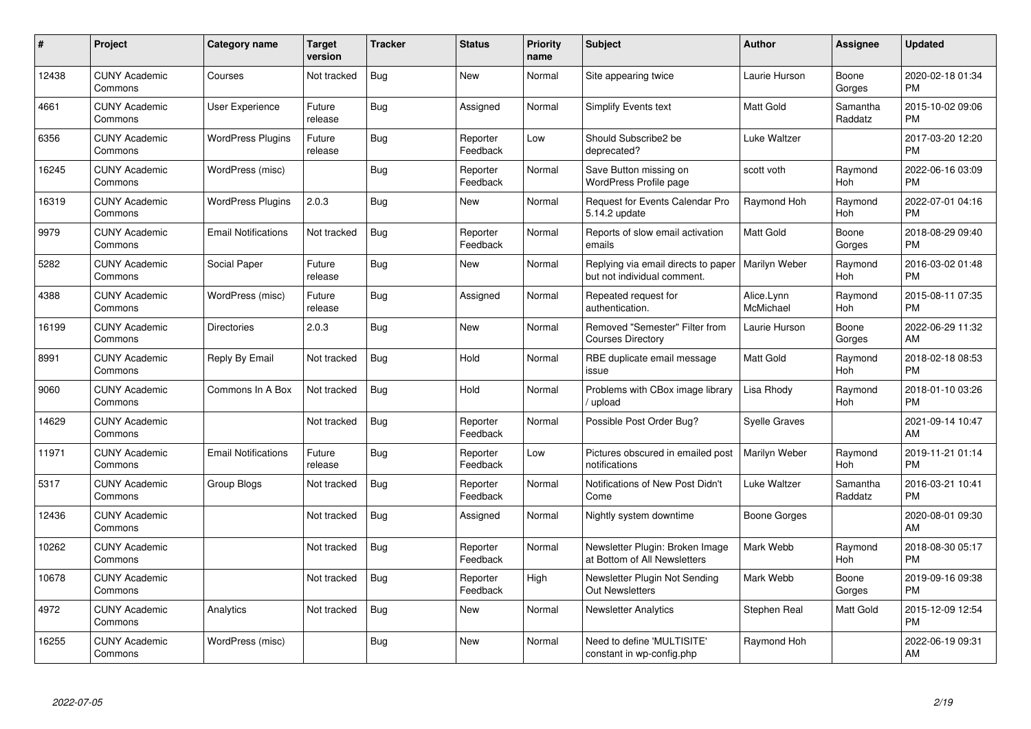| # | Project | Category name | Target version | Tracker | Status | Priority name | Subject | Author | Assignee | Updated |
|---|---|---|---|---|---|---|---|---|---|---|
| 12438 | CUNY Academic Commons | Courses | Not tracked | Bug | New | Normal | Site appearing twice | Laurie Hurson | Boone Gorges | 2020-02-18 01:34 PM |
| 4661 | CUNY Academic Commons | User Experience | Future release | Bug | Assigned | Normal | Simplify Events text | Matt Gold | Samantha Raddatz | 2015-10-02 09:06 PM |
| 6356 | CUNY Academic Commons | WordPress Plugins | Future release | Bug | Reporter Feedback | Low | Should Subscribe2 be deprecated? | Luke Waltzer | | 2017-03-20 12:20 PM |
| 16245 | CUNY Academic Commons | WordPress (misc) | | Bug | Reporter Feedback | Normal | Save Button missing on WordPress Profile page | scott voth | Raymond Hoh | 2022-06-16 03:09 PM |
| 16319 | CUNY Academic Commons | WordPress Plugins | 2.0.3 | Bug | New | Normal | Request for Events Calendar Pro 5.14.2 update | Raymond Hoh | Raymond Hoh | 2022-07-01 04:16 PM |
| 9979 | CUNY Academic Commons | Email Notifications | Not tracked | Bug | Reporter Feedback | Normal | Reports of slow email activation emails | Matt Gold | Boone Gorges | 2018-08-29 09:40 PM |
| 5282 | CUNY Academic Commons | Social Paper | Future release | Bug | New | Normal | Replying via email directs to paper but not individual comment. | Marilyn Weber | Raymond Hoh | 2016-03-02 01:48 PM |
| 4388 | CUNY Academic Commons | WordPress (misc) | Future release | Bug | Assigned | Normal | Repeated request for authentication. | Alice.Lynn McMichael | Raymond Hoh | 2015-08-11 07:35 PM |
| 16199 | CUNY Academic Commons | Directories | 2.0.3 | Bug | New | Normal | Removed "Semester" Filter from Courses Directory | Laurie Hurson | Boone Gorges | 2022-06-29 11:32 AM |
| 8991 | CUNY Academic Commons | Reply By Email | Not tracked | Bug | Hold | Normal | RBE duplicate email message issue | Matt Gold | Raymond Hoh | 2018-02-18 08:53 PM |
| 9060 | CUNY Academic Commons | Commons In A Box | Not tracked | Bug | Hold | Normal | Problems with CBox image library / upload | Lisa Rhody | Raymond Hoh | 2018-01-10 03:26 PM |
| 14629 | CUNY Academic Commons | | Not tracked | Bug | Reporter Feedback | Normal | Possible Post Order Bug? | Syelle Graves | | 2021-09-14 10:47 AM |
| 11971 | CUNY Academic Commons | Email Notifications | Future release | Bug | Reporter Feedback | Low | Pictures obscured in emailed post notifications | Marilyn Weber | Raymond Hoh | 2019-11-21 01:14 PM |
| 5317 | CUNY Academic Commons | Group Blogs | Not tracked | Bug | Reporter Feedback | Normal | Notifications of New Post Didn't Come | Luke Waltzer | Samantha Raddatz | 2016-03-21 10:41 PM |
| 12436 | CUNY Academic Commons | | Not tracked | Bug | Assigned | Normal | Nightly system downtime | Boone Gorges | | 2020-08-01 09:30 AM |
| 10262 | CUNY Academic Commons | | Not tracked | Bug | Reporter Feedback | Normal | Newsletter Plugin: Broken Image at Bottom of All Newsletters | Mark Webb | Raymond Hoh | 2018-08-30 05:17 PM |
| 10678 | CUNY Academic Commons | | Not tracked | Bug | Reporter Feedback | High | Newsletter Plugin Not Sending Out Newsletters | Mark Webb | Boone Gorges | 2019-09-16 09:38 PM |
| 4972 | CUNY Academic Commons | Analytics | Not tracked | Bug | New | Normal | Newsletter Analytics | Stephen Real | Matt Gold | 2015-12-09 12:54 PM |
| 16255 | CUNY Academic Commons | WordPress (misc) | | Bug | New | Normal | Need to define 'MULTISITE' constant in wp-config.php | Raymond Hoh | | 2022-06-19 09:31 AM |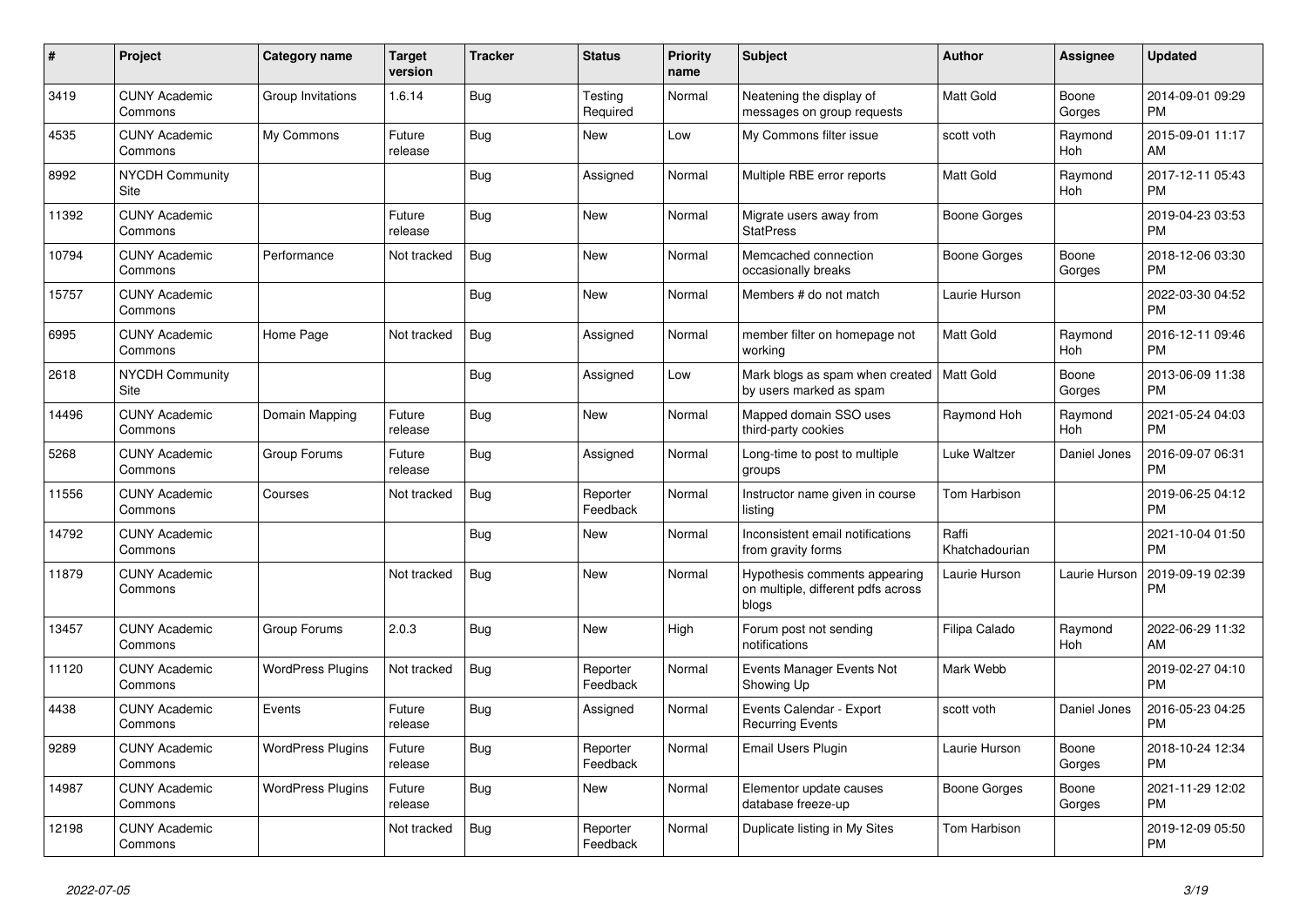| # | Project | Category name | Target version | Tracker | Status | Priority name | Subject | Author | Assignee | Updated |
|---|---|---|---|---|---|---|---|---|---|---|
| 3419 | CUNY Academic Commons | Group Invitations | 1.6.14 | Bug | Testing Required | Normal | Neatening the display of messages on group requests | Matt Gold | Boone Gorges | 2014-09-01 09:29 PM |
| 4535 | CUNY Academic Commons | My Commons | Future release | Bug | New | Low | My Commons filter issue | scott voth | Raymond Hoh | 2015-09-01 11:17 AM |
| 8992 | NYCDH Community Site | | | Bug | Assigned | Normal | Multiple RBE error reports | Matt Gold | Raymond Hoh | 2017-12-11 05:43 PM |
| 11392 | CUNY Academic Commons | | Future release | Bug | New | Normal | Migrate users away from StatPress | Boone Gorges | | 2019-04-23 03:53 PM |
| 10794 | CUNY Academic Commons | Performance | Not tracked | Bug | New | Normal | Memcached connection occasionally breaks | Boone Gorges | Boone Gorges | 2018-12-06 03:30 PM |
| 15757 | CUNY Academic Commons | | | Bug | New | Normal | Members # do not match | Laurie Hurson | | 2022-03-30 04:52 PM |
| 6995 | CUNY Academic Commons | Home Page | Not tracked | Bug | Assigned | Normal | member filter on homepage not working | Matt Gold | Raymond Hoh | 2016-12-11 09:46 PM |
| 2618 | NYCDH Community Site | | | Bug | Assigned | Low | Mark blogs as spam when created by users marked as spam | Matt Gold | Boone Gorges | 2013-06-09 11:38 PM |
| 14496 | CUNY Academic Commons | Domain Mapping | Future release | Bug | New | Normal | Mapped domain SSO uses third-party cookies | Raymond Hoh | Raymond Hoh | 2021-05-24 04:03 PM |
| 5268 | CUNY Academic Commons | Group Forums | Future release | Bug | Assigned | Normal | Long-time to post to multiple groups | Luke Waltzer | Daniel Jones | 2016-09-07 06:31 PM |
| 11556 | CUNY Academic Commons | Courses | Not tracked | Bug | Reporter Feedback | Normal | Instructor name given in course listing | Tom Harbison | | 2019-06-25 04:12 PM |
| 14792 | CUNY Academic Commons | | | Bug | New | Normal | Inconsistent email notifications from gravity forms | Raffi Khatchadourian | | 2021-10-04 01:50 PM |
| 11879 | CUNY Academic Commons | | Not tracked | Bug | New | Normal | Hypothesis comments appearing on multiple, different pdfs across blogs | Laurie Hurson | Laurie Hurson | 2019-09-19 02:39 PM |
| 13457 | CUNY Academic Commons | Group Forums | 2.0.3 | Bug | New | High | Forum post not sending notifications | Filipa Calado | Raymond Hoh | 2022-06-29 11:32 AM |
| 11120 | CUNY Academic Commons | WordPress Plugins | Not tracked | Bug | Reporter Feedback | Normal | Events Manager Events Not Showing Up | Mark Webb | | 2019-02-27 04:10 PM |
| 4438 | CUNY Academic Commons | Events | Future release | Bug | Assigned | Normal | Events Calendar - Export Recurring Events | scott voth | Daniel Jones | 2016-05-23 04:25 PM |
| 9289 | CUNY Academic Commons | WordPress Plugins | Future release | Bug | Reporter Feedback | Normal | Email Users Plugin | Laurie Hurson | Boone Gorges | 2018-10-24 12:34 PM |
| 14987 | CUNY Academic Commons | WordPress Plugins | Future release | Bug | New | Normal | Elementor update causes database freeze-up | Boone Gorges | Boone Gorges | 2021-11-29 12:02 PM |
| 12198 | CUNY Academic Commons | | Not tracked | Bug | Reporter Feedback | Normal | Duplicate listing in My Sites | Tom Harbison | | 2019-12-09 05:50 PM |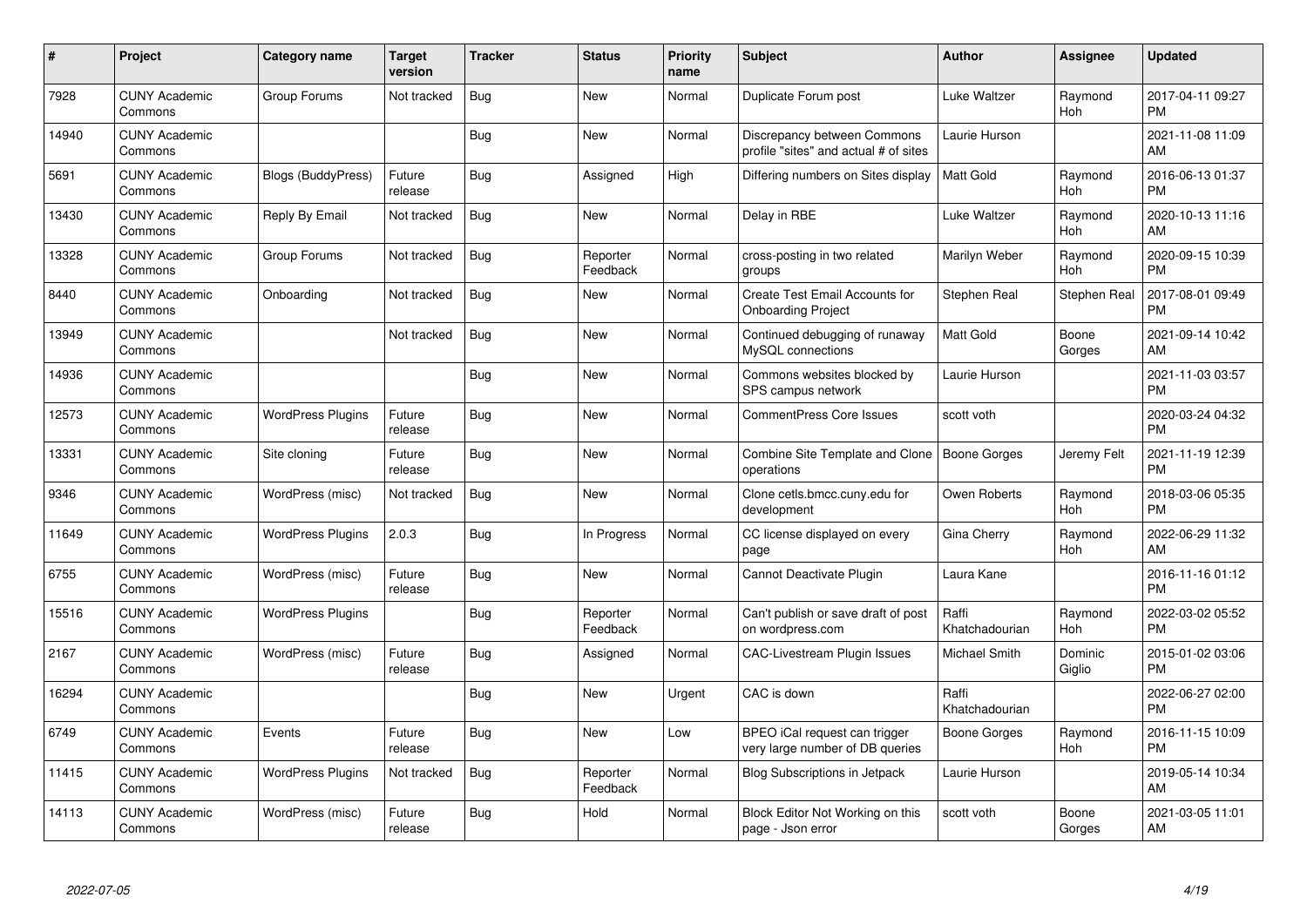| # | Project | Category name | Target version | Tracker | Status | Priority name | Subject | Author | Assignee | Updated |
|---|---|---|---|---|---|---|---|---|---|---|
| 7928 | CUNY Academic Commons | Group Forums | Not tracked | Bug | New | Normal | Duplicate Forum post | Luke Waltzer | Raymond Hoh | 2017-04-11 09:27 PM |
| 14940 | CUNY Academic Commons | | | Bug | New | Normal | Discrepancy between Commons profile "sites" and actual # of sites | Laurie Hurson | | 2021-11-08 11:09 AM |
| 5691 | CUNY Academic Commons | Blogs (BuddyPress) | Future release | Bug | Assigned | High | Differing numbers on Sites display | Matt Gold | Raymond Hoh | 2016-06-13 01:37 PM |
| 13430 | CUNY Academic Commons | Reply By Email | Not tracked | Bug | New | Normal | Delay in RBE | Luke Waltzer | Raymond Hoh | 2020-10-13 11:16 AM |
| 13328 | CUNY Academic Commons | Group Forums | Not tracked | Bug | Reporter Feedback | Normal | cross-posting in two related groups | Marilyn Weber | Raymond Hoh | 2020-09-15 10:39 PM |
| 8440 | CUNY Academic Commons | Onboarding | Not tracked | Bug | New | Normal | Create Test Email Accounts for Onboarding Project | Stephen Real | Stephen Real | 2017-08-01 09:49 PM |
| 13949 | CUNY Academic Commons | | Not tracked | Bug | New | Normal | Continued debugging of runaway MySQL connections | Matt Gold | Boone Gorges | 2021-09-14 10:42 AM |
| 14936 | CUNY Academic Commons | | | Bug | New | Normal | Commons websites blocked by SPS campus network | Laurie Hurson | | 2021-11-03 03:57 PM |
| 12573 | CUNY Academic Commons | WordPress Plugins | Future release | Bug | New | Normal | CommentPress Core Issues | scott voth | | 2020-03-24 04:32 PM |
| 13331 | CUNY Academic Commons | Site cloning | Future release | Bug | New | Normal | Combine Site Template and Clone operations | Boone Gorges | Jeremy Felt | 2021-11-19 12:39 PM |
| 9346 | CUNY Academic Commons | WordPress (misc) | Not tracked | Bug | New | Normal | Clone cetls.bmcc.cuny.edu for development | Owen Roberts | Raymond Hoh | 2018-03-06 05:35 PM |
| 11649 | CUNY Academic Commons | WordPress Plugins | 2.0.3 | Bug | In Progress | Normal | CC license displayed on every page | Gina Cherry | Raymond Hoh | 2022-06-29 11:32 AM |
| 6755 | CUNY Academic Commons | WordPress (misc) | Future release | Bug | New | Normal | Cannot Deactivate Plugin | Laura Kane | | 2016-11-16 01:12 PM |
| 15516 | CUNY Academic Commons | WordPress Plugins | | Bug | Reporter Feedback | Normal | Can't publish or save draft of post on wordpress.com | Raffi Khatchadourian | Raymond Hoh | 2022-03-02 05:52 PM |
| 2167 | CUNY Academic Commons | WordPress (misc) | Future release | Bug | Assigned | Normal | CAC-Livestream Plugin Issues | Michael Smith | Dominic Giglio | 2015-01-02 03:06 PM |
| 16294 | CUNY Academic Commons | | | Bug | New | Urgent | CAC is down | Raffi Khatchadourian | | 2022-06-27 02:00 PM |
| 6749 | CUNY Academic Commons | Events | Future release | Bug | New | Low | BPEO iCal request can trigger very large number of DB queries | Boone Gorges | Raymond Hoh | 2016-11-15 10:09 PM |
| 11415 | CUNY Academic Commons | WordPress Plugins | Not tracked | Bug | Reporter Feedback | Normal | Blog Subscriptions in Jetpack | Laurie Hurson | | 2019-05-14 10:34 AM |
| 14113 | CUNY Academic Commons | WordPress (misc) | Future release | Bug | Hold | Normal | Block Editor Not Working on this page - Json error | scott voth | Boone Gorges | 2021-03-05 11:01 AM |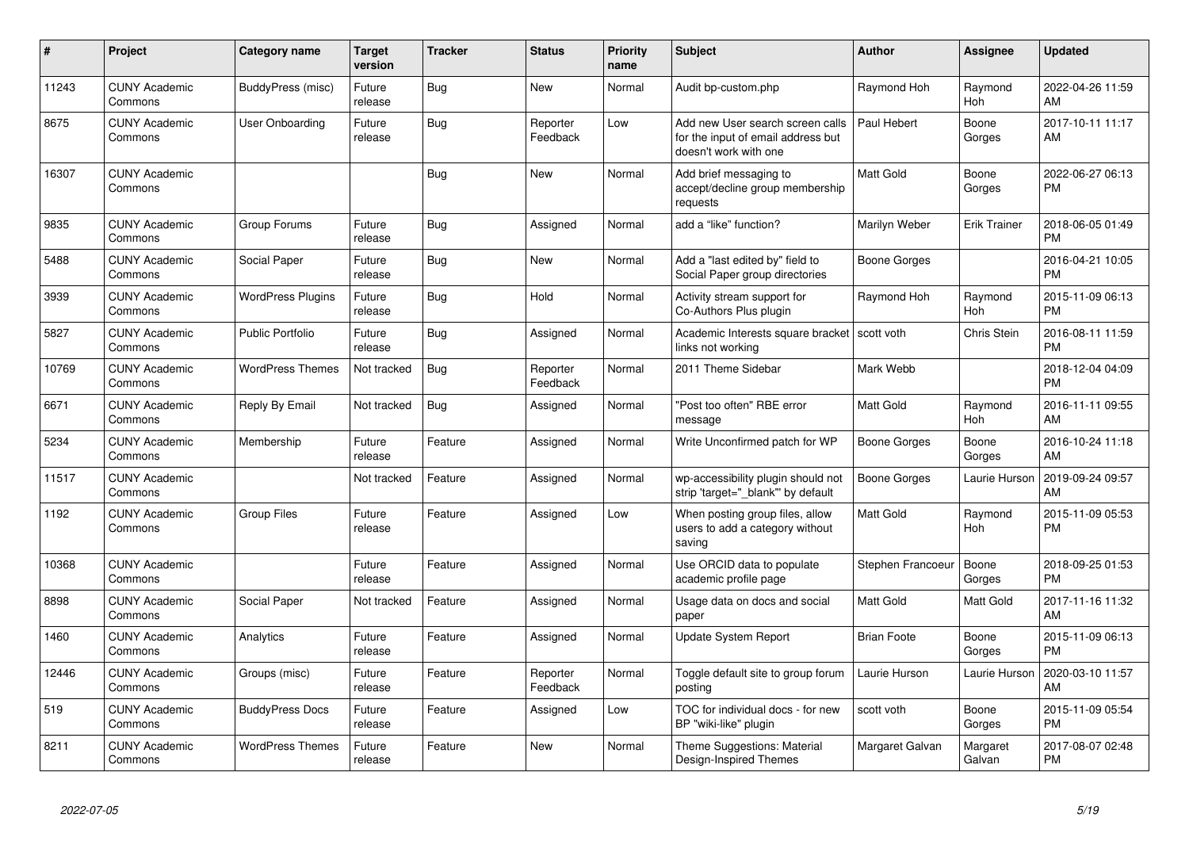| # | Project | Category name | Target version | Tracker | Status | Priority name | Subject | Author | Assignee | Updated |
|---|---|---|---|---|---|---|---|---|---|---|
| 11243 | CUNY Academic Commons | BuddyPress (misc) | Future release | Bug | New | Normal | Audit bp-custom.php | Raymond Hoh | Raymond Hoh | 2022-04-26 11:59 AM |
| 8675 | CUNY Academic Commons | User Onboarding | Future release | Bug | Reporter Feedback | Low | Add new User search screen calls for the input of email address but doesn't work with one | Paul Hebert | Boone Gorges | 2017-10-11 11:17 AM |
| 16307 | CUNY Academic Commons | | | Bug | New | Normal | Add brief messaging to accept/decline group membership requests | Matt Gold | Boone Gorges | 2022-06-27 06:13 PM |
| 9835 | CUNY Academic Commons | Group Forums | Future release | Bug | Assigned | Normal | add a "like" function? | Marilyn Weber | Erik Trainer | 2018-06-05 01:49 PM |
| 5488 | CUNY Academic Commons | Social Paper | Future release | Bug | New | Normal | Add a "last edited by" field to Social Paper group directories | Boone Gorges | | 2016-04-21 10:05 PM |
| 3939 | CUNY Academic Commons | WordPress Plugins | Future release | Bug | Hold | Normal | Activity stream support for Co-Authors Plus plugin | Raymond Hoh | Raymond Hoh | 2015-11-09 06:13 PM |
| 5827 | CUNY Academic Commons | Public Portfolio | Future release | Bug | Assigned | Normal | Academic Interests square bracket links not working | scott voth | Chris Stein | 2016-08-11 11:59 PM |
| 10769 | CUNY Academic Commons | WordPress Themes | Not tracked | Bug | Reporter Feedback | Normal | 2011 Theme Sidebar | Mark Webb | | 2018-12-04 04:09 PM |
| 6671 | CUNY Academic Commons | Reply By Email | Not tracked | Bug | Assigned | Normal | "Post too often" RBE error message | Matt Gold | Raymond Hoh | 2016-11-11 09:55 AM |
| 5234 | CUNY Academic Commons | Membership | Future release | Feature | Assigned | Normal | Write Unconfirmed patch for WP | Boone Gorges | Boone Gorges | 2016-10-24 11:18 AM |
| 11517 | CUNY Academic Commons | | Not tracked | Feature | Assigned | Normal | wp-accessibility plugin should not strip 'target="_blank"' by default | Boone Gorges | Laurie Hurson | 2019-09-24 09:57 AM |
| 1192 | CUNY Academic Commons | Group Files | Future release | Feature | Assigned | Low | When posting group files, allow users to add a category without saving | Matt Gold | Raymond Hoh | 2015-11-09 05:53 PM |
| 10368 | CUNY Academic Commons | | Future release | Feature | Assigned | Normal | Use ORCID data to populate academic profile page | Stephen Francoeur | Boone Gorges | 2018-09-25 01:53 PM |
| 8898 | CUNY Academic Commons | Social Paper | Not tracked | Feature | Assigned | Normal | Usage data on docs and social paper | Matt Gold | Matt Gold | 2017-11-16 11:32 AM |
| 1460 | CUNY Academic Commons | Analytics | Future release | Feature | Assigned | Normal | Update System Report | Brian Foote | Boone Gorges | 2015-11-09 06:13 PM |
| 12446 | CUNY Academic Commons | Groups (misc) | Future release | Feature | Reporter Feedback | Normal | Toggle default site to group forum posting | Laurie Hurson | Laurie Hurson | 2020-03-10 11:57 AM |
| 519 | CUNY Academic Commons | BuddyPress Docs | Future release | Feature | Assigned | Low | TOC for individual docs - for new BP "wiki-like" plugin | scott voth | Boone Gorges | 2015-11-09 05:54 PM |
| 8211 | CUNY Academic Commons | WordPress Themes | Future release | Feature | New | Normal | Theme Suggestions: Material Design-Inspired Themes | Margaret Galvan | Margaret Galvan | 2017-08-07 02:48 PM |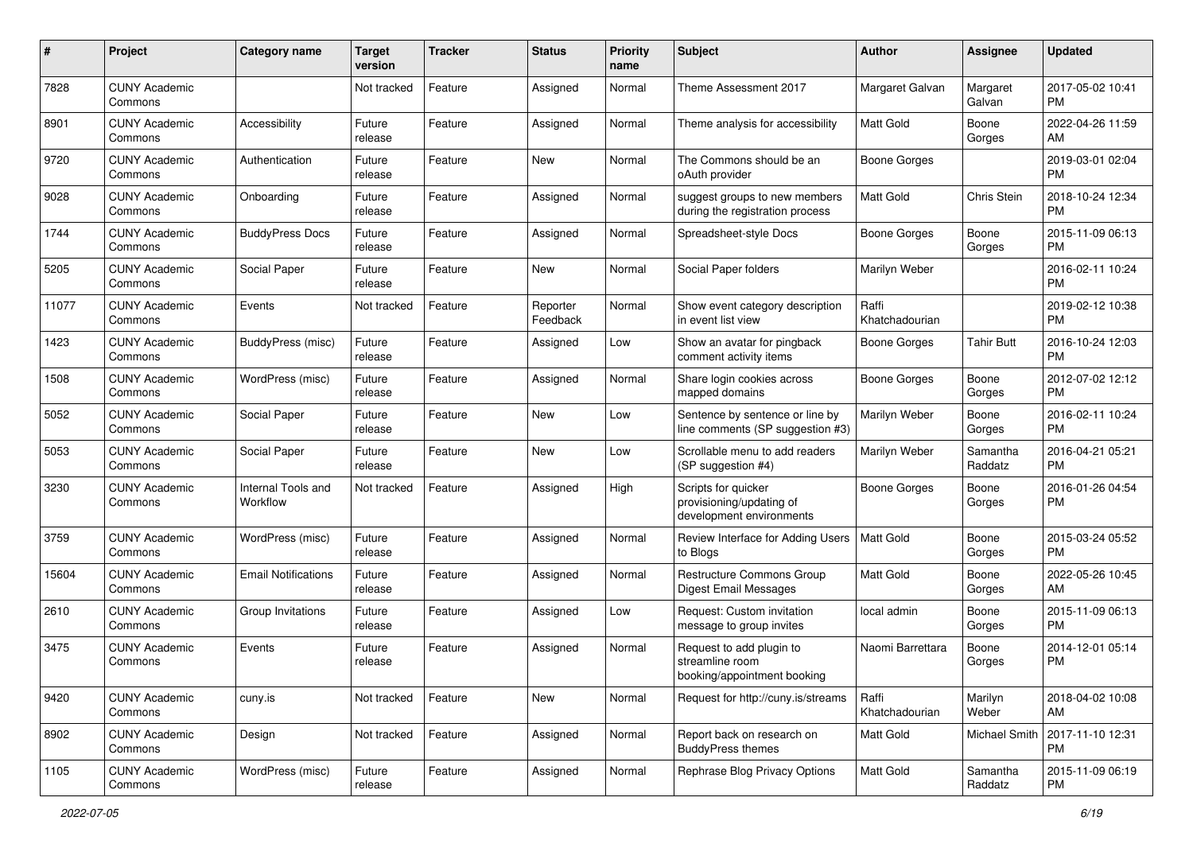| # | Project | Category name | Target version | Tracker | Status | Priority name | Subject | Author | Assignee | Updated |
|---|---|---|---|---|---|---|---|---|---|---|
| 7828 | CUNY Academic Commons | | Not tracked | Feature | Assigned | Normal | Theme Assessment 2017 | Margaret Galvan | Margaret Galvan | 2017-05-02 10:41 PM |
| 8901 | CUNY Academic Commons | Accessibility | Future release | Feature | Assigned | Normal | Theme analysis for accessibility | Matt Gold | Boone Gorges | 2022-04-26 11:59 AM |
| 9720 | CUNY Academic Commons | Authentication | Future release | Feature | New | Normal | The Commons should be an oAuth provider | Boone Gorges | | 2019-03-01 02:04 PM |
| 9028 | CUNY Academic Commons | Onboarding | Future release | Feature | Assigned | Normal | suggest groups to new members during the registration process | Matt Gold | Chris Stein | 2018-10-24 12:34 PM |
| 1744 | CUNY Academic Commons | BuddyPress Docs | Future release | Feature | Assigned | Normal | Spreadsheet-style Docs | Boone Gorges | Boone Gorges | 2015-11-09 06:13 PM |
| 5205 | CUNY Academic Commons | Social Paper | Future release | Feature | New | Normal | Social Paper folders | Marilyn Weber | | 2016-02-11 10:24 PM |
| 11077 | CUNY Academic Commons | Events | Not tracked | Feature | Reporter Feedback | Normal | Show event category description in event list view | Raffi Khatchadourian | | 2019-02-12 10:38 PM |
| 1423 | CUNY Academic Commons | BuddyPress (misc) | Future release | Feature | Assigned | Low | Show an avatar for pingback comment activity items | Boone Gorges | Tahir Butt | 2016-10-24 12:03 PM |
| 1508 | CUNY Academic Commons | WordPress (misc) | Future release | Feature | Assigned | Normal | Share login cookies across mapped domains | Boone Gorges | Boone Gorges | 2012-07-02 12:12 PM |
| 5052 | CUNY Academic Commons | Social Paper | Future release | Feature | New | Low | Sentence by sentence or line by line comments (SP suggestion #3) | Marilyn Weber | Boone Gorges | 2016-02-11 10:24 PM |
| 5053 | CUNY Academic Commons | Social Paper | Future release | Feature | New | Low | Scrollable menu to add readers (SP suggestion #4) | Marilyn Weber | Samantha Raddatz | 2016-04-21 05:21 PM |
| 3230 | CUNY Academic Commons | Internal Tools and Workflow | Not tracked | Feature | Assigned | High | Scripts for quicker provisioning/updating of development environments | Boone Gorges | Boone Gorges | 2016-01-26 04:54 PM |
| 3759 | CUNY Academic Commons | WordPress (misc) | Future release | Feature | Assigned | Normal | Review Interface for Adding Users to Blogs | Matt Gold | Boone Gorges | 2015-03-24 05:52 PM |
| 15604 | CUNY Academic Commons | Email Notifications | Future release | Feature | Assigned | Normal | Restructure Commons Group Digest Email Messages | Matt Gold | Boone Gorges | 2022-05-26 10:45 AM |
| 2610 | CUNY Academic Commons | Group Invitations | Future release | Feature | Assigned | Low | Request: Custom invitation message to group invites | local admin | Boone Gorges | 2015-11-09 06:13 PM |
| 3475 | CUNY Academic Commons | Events | Future release | Feature | Assigned | Normal | Request to add plugin to streamline room booking/appointment booking | Naomi Barrettara | Boone Gorges | 2014-12-01 05:14 PM |
| 9420 | CUNY Academic Commons | cuny.is | Not tracked | Feature | New | Normal | Request for http://cuny.is/streams | Raffi Khatchadourian | Marilyn Weber | 2018-04-02 10:08 AM |
| 8902 | CUNY Academic Commons | Design | Not tracked | Feature | Assigned | Normal | Report back on research on BuddyPress themes | Matt Gold | Michael Smith | 2017-11-10 12:31 PM |
| 1105 | CUNY Academic Commons | WordPress (misc) | Future release | Feature | Assigned | Normal | Rephrase Blog Privacy Options | Matt Gold | Samantha Raddatz | 2015-11-09 06:19 PM |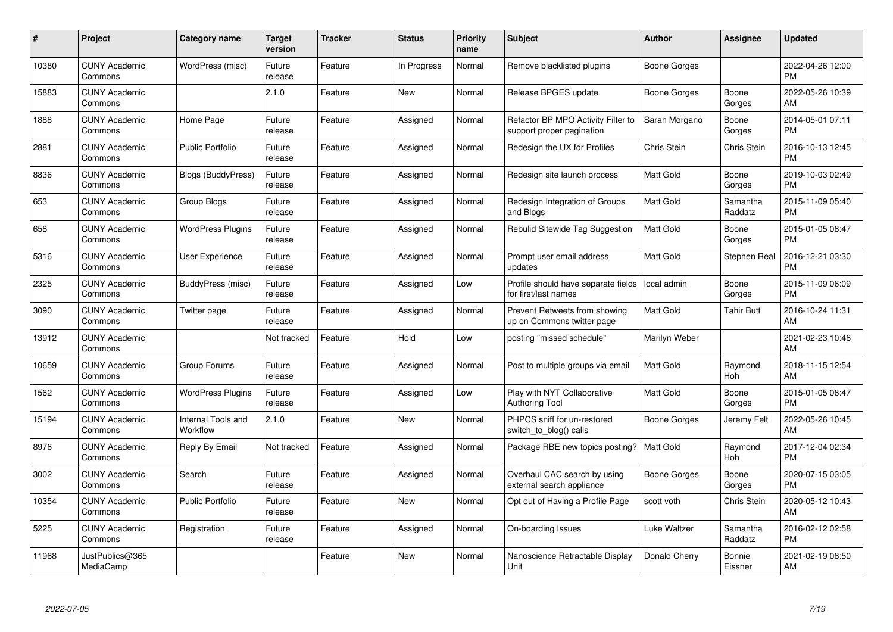| # | Project | Category name | Target version | Tracker | Status | Priority name | Subject | Author | Assignee | Updated |
|---|---|---|---|---|---|---|---|---|---|---|
| 10380 | CUNY Academic Commons | WordPress (misc) | Future release | Feature | In Progress | Normal | Remove blacklisted plugins | Boone Gorges | | 2022-04-26 12:00 PM |
| 15883 | CUNY Academic Commons | | 2.1.0 | Feature | New | Normal | Release BPGES update | Boone Gorges | Boone Gorges | 2022-05-26 10:39 AM |
| 1888 | CUNY Academic Commons | Home Page | Future release | Feature | Assigned | Normal | Refactor BP MPO Activity Filter to support proper pagination | Sarah Morgano | Boone Gorges | 2014-05-01 07:11 PM |
| 2881 | CUNY Academic Commons | Public Portfolio | Future release | Feature | Assigned | Normal | Redesign the UX for Profiles | Chris Stein | Chris Stein | 2016-10-13 12:45 PM |
| 8836 | CUNY Academic Commons | Blogs (BuddyPress) | Future release | Feature | Assigned | Normal | Redesign site launch process | Matt Gold | Boone Gorges | 2019-10-03 02:49 PM |
| 653 | CUNY Academic Commons | Group Blogs | Future release | Feature | Assigned | Normal | Redesign Integration of Groups and Blogs | Matt Gold | Samantha Raddatz | 2015-11-09 05:40 PM |
| 658 | CUNY Academic Commons | WordPress Plugins | Future release | Feature | Assigned | Normal | Rebulid Sitewide Tag Suggestion | Matt Gold | Boone Gorges | 2015-01-05 08:47 PM |
| 5316 | CUNY Academic Commons | User Experience | Future release | Feature | Assigned | Normal | Prompt user email address updates | Matt Gold | Stephen Real | 2016-12-21 03:30 PM |
| 2325 | CUNY Academic Commons | BuddyPress (misc) | Future release | Feature | Assigned | Low | Profile should have separate fields for first/last names | local admin | Boone Gorges | 2015-11-09 06:09 PM |
| 3090 | CUNY Academic Commons | Twitter page | Future release | Feature | Assigned | Normal | Prevent Retweets from showing up on Commons twitter page | Matt Gold | Tahir Butt | 2016-10-24 11:31 AM |
| 13912 | CUNY Academic Commons | | Not tracked | Feature | Hold | Low | posting "missed schedule" | Marilyn Weber | | 2021-02-23 10:46 AM |
| 10659 | CUNY Academic Commons | Group Forums | Future release | Feature | Assigned | Normal | Post to multiple groups via email | Matt Gold | Raymond Hoh | 2018-11-15 12:54 AM |
| 1562 | CUNY Academic Commons | WordPress Plugins | Future release | Feature | Assigned | Low | Play with NYT Collaborative Authoring Tool | Matt Gold | Boone Gorges | 2015-01-05 08:47 PM |
| 15194 | CUNY Academic Commons | Internal Tools and Workflow | 2.1.0 | Feature | New | Normal | PHPCS sniff for un-restored switch_to_blog() calls | Boone Gorges | Jeremy Felt | 2022-05-26 10:45 AM |
| 8976 | CUNY Academic Commons | Reply By Email | Not tracked | Feature | Assigned | Normal | Package RBE new topics posting? | Matt Gold | Raymond Hoh | 2017-12-04 02:34 PM |
| 3002 | CUNY Academic Commons | Search | Future release | Feature | Assigned | Normal | Overhaul CAC search by using external search appliance | Boone Gorges | Boone Gorges | 2020-07-15 03:05 PM |
| 10354 | CUNY Academic Commons | Public Portfolio | Future release | Feature | New | Normal | Opt out of Having a Profile Page | scott voth | Chris Stein | 2020-05-12 10:43 AM |
| 5225 | CUNY Academic Commons | Registration | Future release | Feature | Assigned | Normal | On-boarding Issues | Luke Waltzer | Samantha Raddatz | 2016-02-12 02:58 PM |
| 11968 | JustPublics@365 MediaCamp | | | Feature | New | Normal | Nanoscience Retractable Display Unit | Donald Cherry | Bonnie Eissner | 2021-02-19 08:50 AM |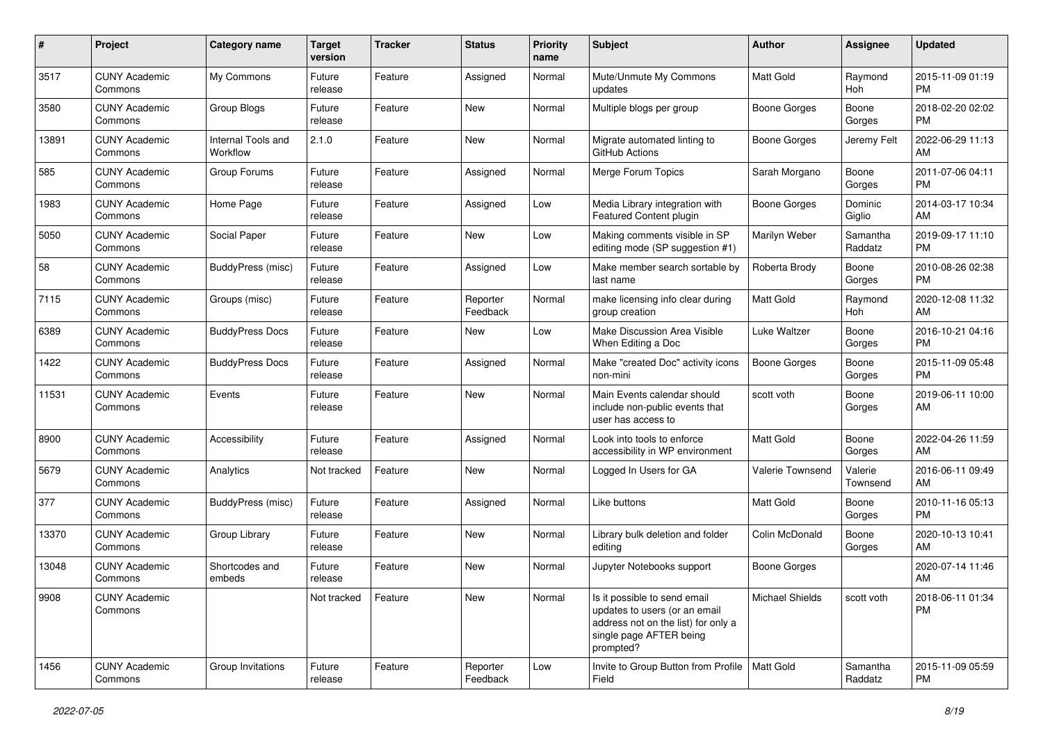| # | Project | Category name | Target version | Tracker | Status | Priority name | Subject | Author | Assignee | Updated |
|---|---|---|---|---|---|---|---|---|---|---|
| 3517 | CUNY Academic Commons | My Commons | Future release | Feature | Assigned | Normal | Mute/Unmute My Commons updates | Matt Gold | Raymond Hoh | 2015-11-09 01:19 PM |
| 3580 | CUNY Academic Commons | Group Blogs | Future release | Feature | New | Normal | Multiple blogs per group | Boone Gorges | Boone Gorges | 2018-02-20 02:02 PM |
| 13891 | CUNY Academic Commons | Internal Tools and Workflow | 2.1.0 | Feature | New | Normal | Migrate automated linting to GitHub Actions | Boone Gorges | Jeremy Felt | 2022-06-29 11:13 AM |
| 585 | CUNY Academic Commons | Group Forums | Future release | Feature | Assigned | Normal | Merge Forum Topics | Sarah Morgano | Boone Gorges | 2011-07-06 04:11 PM |
| 1983 | CUNY Academic Commons | Home Page | Future release | Feature | Assigned | Low | Media Library integration with Featured Content plugin | Boone Gorges | Dominic Giglio | 2014-03-17 10:34 AM |
| 5050 | CUNY Academic Commons | Social Paper | Future release | Feature | New | Low | Making comments visible in SP editing mode (SP suggestion #1) | Marilyn Weber | Samantha Raddatz | 2019-09-17 11:10 PM |
| 58 | CUNY Academic Commons | BuddyPress (misc) | Future release | Feature | Assigned | Low | Make member search sortable by last name | Roberta Brody | Boone Gorges | 2010-08-26 02:38 PM |
| 7115 | CUNY Academic Commons | Groups (misc) | Future release | Feature | Reporter Feedback | Normal | make licensing info clear during group creation | Matt Gold | Raymond Hoh | 2020-12-08 11:32 AM |
| 6389 | CUNY Academic Commons | BuddyPress Docs | Future release | Feature | New | Low | Make Discussion Area Visible When Editing a Doc | Luke Waltzer | Boone Gorges | 2016-10-21 04:16 PM |
| 1422 | CUNY Academic Commons | BuddyPress Docs | Future release | Feature | Assigned | Normal | Make "created Doc" activity icons non-mini | Boone Gorges | Boone Gorges | 2015-11-09 05:48 PM |
| 11531 | CUNY Academic Commons | Events | Future release | Feature | New | Normal | Main Events calendar should include non-public events that user has access to | scott voth | Boone Gorges | 2019-06-11 10:00 AM |
| 8900 | CUNY Academic Commons | Accessibility | Future release | Feature | Assigned | Normal | Look into tools to enforce accessibility in WP environment | Matt Gold | Boone Gorges | 2022-04-26 11:59 AM |
| 5679 | CUNY Academic Commons | Analytics | Not tracked | Feature | New | Normal | Logged In Users for GA | Valerie Townsend | Valerie Townsend | 2016-06-11 09:49 AM |
| 377 | CUNY Academic Commons | BuddyPress (misc) | Future release | Feature | Assigned | Normal | Like buttons | Matt Gold | Boone Gorges | 2010-11-16 05:13 PM |
| 13370 | CUNY Academic Commons | Group Library | Future release | Feature | New | Normal | Library bulk deletion and folder editing | Colin McDonald | Boone Gorges | 2020-10-13 10:41 AM |
| 13048 | CUNY Academic Commons | Shortcodes and embeds | Future release | Feature | New | Normal | Jupyter Notebooks support | Boone Gorges | | 2020-07-14 11:46 AM |
| 9908 | CUNY Academic Commons | | Not tracked | Feature | New | Normal | Is it possible to send email updates to users (or an email address not on the list) for only a single page AFTER being prompted? | Michael Shields | scott voth | 2018-06-11 01:34 PM |
| 1456 | CUNY Academic Commons | Group Invitations | Future release | Feature | Reporter Feedback | Low | Invite to Group Button from Profile Field | Matt Gold | Samantha Raddatz | 2015-11-09 05:59 PM |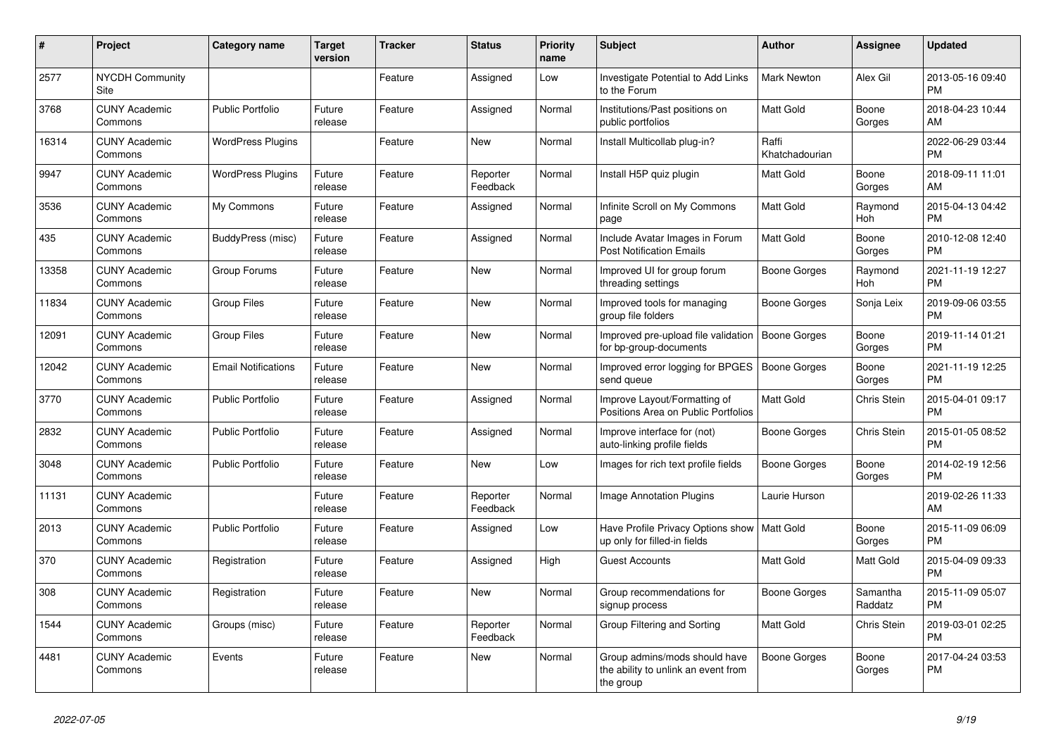| # | Project | Category name | Target version | Tracker | Status | Priority name | Subject | Author | Assignee | Updated |
|---|---|---|---|---|---|---|---|---|---|---|
| 2577 | NYCDH Community Site | | | Feature | Assigned | Low | Investigate Potential to Add Links to the Forum | Mark Newton | Alex Gil | 2013-05-16 09:40 PM |
| 3768 | CUNY Academic Commons | Public Portfolio | Future release | Feature | Assigned | Normal | Institutions/Past positions on public portfolios | Matt Gold | Boone Gorges | 2018-04-23 10:44 AM |
| 16314 | CUNY Academic Commons | WordPress Plugins | | Feature | New | Normal | Install Multicollab plug-in? | Raffi Khatchadourian | | 2022-06-29 03:44 PM |
| 9947 | CUNY Academic Commons | WordPress Plugins | Future release | Feature | Reporter Feedback | Normal | Install H5P quiz plugin | Matt Gold | Boone Gorges | 2018-09-11 11:01 AM |
| 3536 | CUNY Academic Commons | My Commons | Future release | Feature | Assigned | Normal | Infinite Scroll on My Commons page | Matt Gold | Raymond Hoh | 2015-04-13 04:42 PM |
| 435 | CUNY Academic Commons | BuddyPress (misc) | Future release | Feature | Assigned | Normal | Include Avatar Images in Forum Post Notification Emails | Matt Gold | Boone Gorges | 2010-12-08 12:40 PM |
| 13358 | CUNY Academic Commons | Group Forums | Future release | Feature | New | Normal | Improved UI for group forum threading settings | Boone Gorges | Raymond Hoh | 2021-11-19 12:27 PM |
| 11834 | CUNY Academic Commons | Group Files | Future release | Feature | New | Normal | Improved tools for managing group file folders | Boone Gorges | Sonja Leix | 2019-09-06 03:55 PM |
| 12091 | CUNY Academic Commons | Group Files | Future release | Feature | New | Normal | Improved pre-upload file validation for bp-group-documents | Boone Gorges | Boone Gorges | 2019-11-14 01:21 PM |
| 12042 | CUNY Academic Commons | Email Notifications | Future release | Feature | New | Normal | Improved error logging for BPGES send queue | Boone Gorges | Boone Gorges | 2021-11-19 12:25 PM |
| 3770 | CUNY Academic Commons | Public Portfolio | Future release | Feature | Assigned | Normal | Improve Layout/Formatting of Positions Area on Public Portfolios | Matt Gold | Chris Stein | 2015-04-01 09:17 PM |
| 2832 | CUNY Academic Commons | Public Portfolio | Future release | Feature | Assigned | Normal | Improve interface for (not) auto-linking profile fields | Boone Gorges | Chris Stein | 2015-01-05 08:52 PM |
| 3048 | CUNY Academic Commons | Public Portfolio | Future release | Feature | New | Low | Images for rich text profile fields | Boone Gorges | Boone Gorges | 2014-02-19 12:56 PM |
| 11131 | CUNY Academic Commons | | Future release | Feature | Reporter Feedback | Normal | Image Annotation Plugins | Laurie Hurson | | 2019-02-26 11:33 AM |
| 2013 | CUNY Academic Commons | Public Portfolio | Future release | Feature | Assigned | Low | Have Profile Privacy Options show up only for filled-in fields | Matt Gold | Boone Gorges | 2015-11-09 06:09 PM |
| 370 | CUNY Academic Commons | Registration | Future release | Feature | Assigned | High | Guest Accounts | Matt Gold | Matt Gold | 2015-04-09 09:33 PM |
| 308 | CUNY Academic Commons | Registration | Future release | Feature | New | Normal | Group recommendations for signup process | Boone Gorges | Samantha Raddatz | 2015-11-09 05:07 PM |
| 1544 | CUNY Academic Commons | Groups (misc) | Future release | Feature | Reporter Feedback | Normal | Group Filtering and Sorting | Matt Gold | Chris Stein | 2019-03-01 02:25 PM |
| 4481 | CUNY Academic Commons | Events | Future release | Feature | New | Normal | Group admins/mods should have the ability to unlink an event from the group | Boone Gorges | Boone Gorges | 2017-04-24 03:53 PM |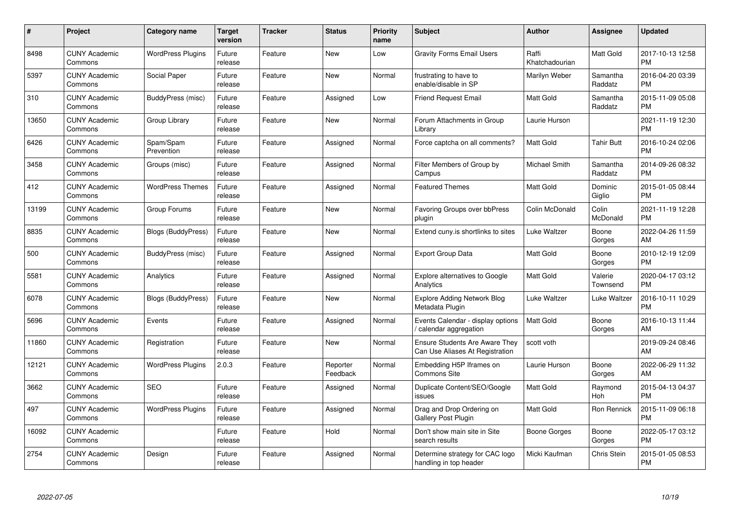| # | Project | Category name | Target version | Tracker | Status | Priority name | Subject | Author | Assignee | Updated |
|---|---|---|---|---|---|---|---|---|---|---|
| 8498 | CUNY Academic Commons | WordPress Plugins | Future release | Feature | New | Low | Gravity Forms Email Users | Raffi Khatchadourian | Matt Gold | 2017-10-13 12:58 PM |
| 5397 | CUNY Academic Commons | Social Paper | Future release | Feature | New | Normal | frustrating to have to enable/disable in SP | Marilyn Weber | Samantha Raddatz | 2016-04-20 03:39 PM |
| 310 | CUNY Academic Commons | BuddyPress (misc) | Future release | Feature | Assigned | Low | Friend Request Email | Matt Gold | Samantha Raddatz | 2015-11-09 05:08 PM |
| 13650 | CUNY Academic Commons | Group Library | Future release | Feature | New | Normal | Forum Attachments in Group Library | Laurie Hurson | | 2021-11-19 12:30 PM |
| 6426 | CUNY Academic Commons | Spam/Spam Prevention | Future release | Feature | Assigned | Normal | Force captcha on all comments? | Matt Gold | Tahir Butt | 2016-10-24 02:06 PM |
| 3458 | CUNY Academic Commons | Groups (misc) | Future release | Feature | Assigned | Normal | Filter Members of Group by Campus | Michael Smith | Samantha Raddatz | 2014-09-26 08:32 PM |
| 412 | CUNY Academic Commons | WordPress Themes | Future release | Feature | Assigned | Normal | Featured Themes | Matt Gold | Dominic Giglio | 2015-01-05 08:44 PM |
| 13199 | CUNY Academic Commons | Group Forums | Future release | Feature | New | Normal | Favoring Groups over bbPress plugin | Colin McDonald | Colin McDonald | 2021-11-19 12:28 PM |
| 8835 | CUNY Academic Commons | Blogs (BuddyPress) | Future release | Feature | New | Normal | Extend cuny.is shortlinks to sites | Luke Waltzer | Boone Gorges | 2022-04-26 11:59 AM |
| 500 | CUNY Academic Commons | BuddyPress (misc) | Future release | Feature | Assigned | Normal | Export Group Data | Matt Gold | Boone Gorges | 2010-12-19 12:09 PM |
| 5581 | CUNY Academic Commons | Analytics | Future release | Feature | Assigned | Normal | Explore alternatives to Google Analytics | Matt Gold | Valerie Townsend | 2020-04-17 03:12 PM |
| 6078 | CUNY Academic Commons | Blogs (BuddyPress) | Future release | Feature | New | Normal | Explore Adding Network Blog Metadata Plugin | Luke Waltzer | Luke Waltzer | 2016-10-11 10:29 PM |
| 5696 | CUNY Academic Commons | Events | Future release | Feature | Assigned | Normal | Events Calendar - display options / calendar aggregation | Matt Gold | Boone Gorges | 2016-10-13 11:44 AM |
| 11860 | CUNY Academic Commons | Registration | Future release | Feature | New | Normal | Ensure Students Are Aware They Can Use Aliases At Registration | scott voth | | 2019-09-24 08:46 AM |
| 12121 | CUNY Academic Commons | WordPress Plugins | 2.0.3 | Feature | Reporter Feedback | Normal | Embedding H5P Iframes on Commons Site | Laurie Hurson | Boone Gorges | 2022-06-29 11:32 AM |
| 3662 | CUNY Academic Commons | SEO | Future release | Feature | Assigned | Normal | Duplicate Content/SEO/Google issues | Matt Gold | Raymond Hoh | 2015-04-13 04:37 PM |
| 497 | CUNY Academic Commons | WordPress Plugins | Future release | Feature | Assigned | Normal | Drag and Drop Ordering on Gallery Post Plugin | Matt Gold | Ron Rennick | 2015-11-09 06:18 PM |
| 16092 | CUNY Academic Commons | | Future release | Feature | Hold | Normal | Don't show main site in Site search results | Boone Gorges | Boone Gorges | 2022-05-17 03:12 PM |
| 2754 | CUNY Academic Commons | Design | Future release | Feature | Assigned | Normal | Determine strategy for CAC logo handling in top header | Micki Kaufman | Chris Stein | 2015-01-05 08:53 PM |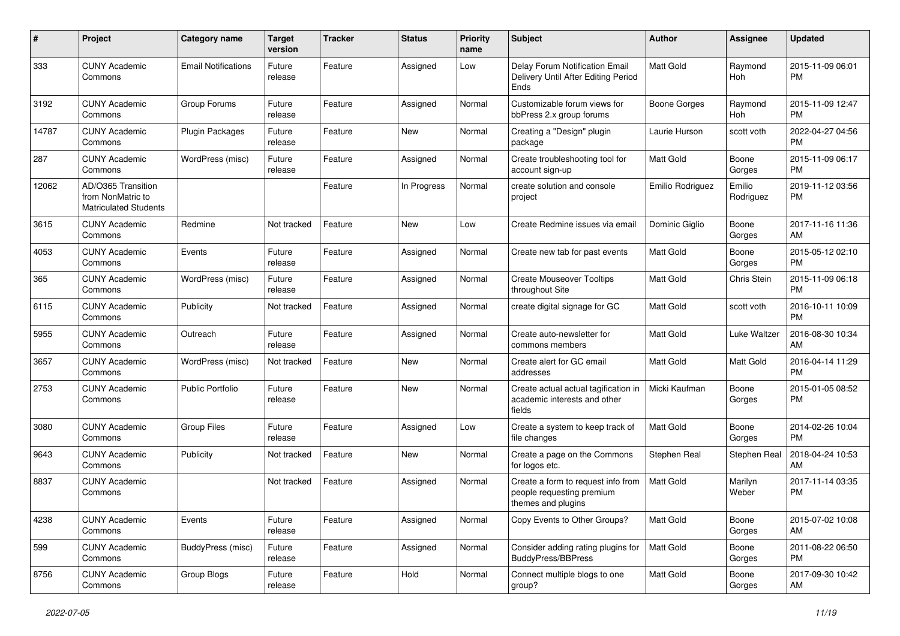| # | Project | Category name | Target version | Tracker | Status | Priority name | Subject | Author | Assignee | Updated |
|---|---|---|---|---|---|---|---|---|---|---|
| 333 | CUNY Academic Commons | Email Notifications | Future release | Feature | Assigned | Low | Delay Forum Notification Email Delivery Until After Editing Period Ends | Matt Gold | Raymond Hoh | 2015-11-09 06:01 PM |
| 3192 | CUNY Academic Commons | Group Forums | Future release | Feature | Assigned | Normal | Customizable forum views for bbPress 2.x group forums | Boone Gorges | Raymond Hoh | 2015-11-09 12:47 PM |
| 14787 | CUNY Academic Commons | Plugin Packages | Future release | Feature | New | Normal | Creating a "Design" plugin package | Laurie Hurson | scott voth | 2022-04-27 04:56 PM |
| 287 | CUNY Academic Commons | WordPress (misc) | Future release | Feature | Assigned | Normal | Create troubleshooting tool for account sign-up | Matt Gold | Boone Gorges | 2015-11-09 06:17 PM |
| 12062 | AD/O365 Transition from NonMatric to Matriculated Students | | | Feature | In Progress | Normal | create solution and console project | Emilio Rodriguez | Emilio Rodriguez | 2019-11-12 03:56 PM |
| 3615 | CUNY Academic Commons | Redmine | Not tracked | Feature | New | Low | Create Redmine issues via email | Dominic Giglio | Boone Gorges | 2017-11-16 11:36 AM |
| 4053 | CUNY Academic Commons | Events | Future release | Feature | Assigned | Normal | Create new tab for past events | Matt Gold | Boone Gorges | 2015-05-12 02:10 PM |
| 365 | CUNY Academic Commons | WordPress (misc) | Future release | Feature | Assigned | Normal | Create Mouseover Tooltips throughout Site | Matt Gold | Chris Stein | 2015-11-09 06:18 PM |
| 6115 | CUNY Academic Commons | Publicity | Not tracked | Feature | Assigned | Normal | create digital signage for GC | Matt Gold | scott voth | 2016-10-11 10:09 PM |
| 5955 | CUNY Academic Commons | Outreach | Future release | Feature | Assigned | Normal | Create auto-newsletter for commons members | Matt Gold | Luke Waltzer | 2016-08-30 10:34 AM |
| 3657 | CUNY Academic Commons | WordPress (misc) | Not tracked | Feature | New | Normal | Create alert for GC email addresses | Matt Gold | Matt Gold | 2016-04-14 11:29 PM |
| 2753 | CUNY Academic Commons | Public Portfolio | Future release | Feature | New | Normal | Create actual actual tagification in academic interests and other fields | Micki Kaufman | Boone Gorges | 2015-01-05 08:52 PM |
| 3080 | CUNY Academic Commons | Group Files | Future release | Feature | Assigned | Low | Create a system to keep track of file changes | Matt Gold | Boone Gorges | 2014-02-26 10:04 PM |
| 9643 | CUNY Academic Commons | Publicity | Not tracked | Feature | New | Normal | Create a page on the Commons for logos etc. | Stephen Real | Stephen Real | 2018-04-24 10:53 AM |
| 8837 | CUNY Academic Commons | | Not tracked | Feature | Assigned | Normal | Create a form to request info from people requesting premium themes and plugins | Matt Gold | Marilyn Weber | 2017-11-14 03:35 PM |
| 4238 | CUNY Academic Commons | Events | Future release | Feature | Assigned | Normal | Copy Events to Other Groups? | Matt Gold | Boone Gorges | 2015-07-02 10:08 AM |
| 599 | CUNY Academic Commons | BuddyPress (misc) | Future release | Feature | Assigned | Normal | Consider adding rating plugins for BuddyPress/BBPress | Matt Gold | Boone Gorges | 2011-08-22 06:50 PM |
| 8756 | CUNY Academic Commons | Group Blogs | Future release | Feature | Hold | Normal | Connect multiple blogs to one group? | Matt Gold | Boone Gorges | 2017-09-30 10:42 AM |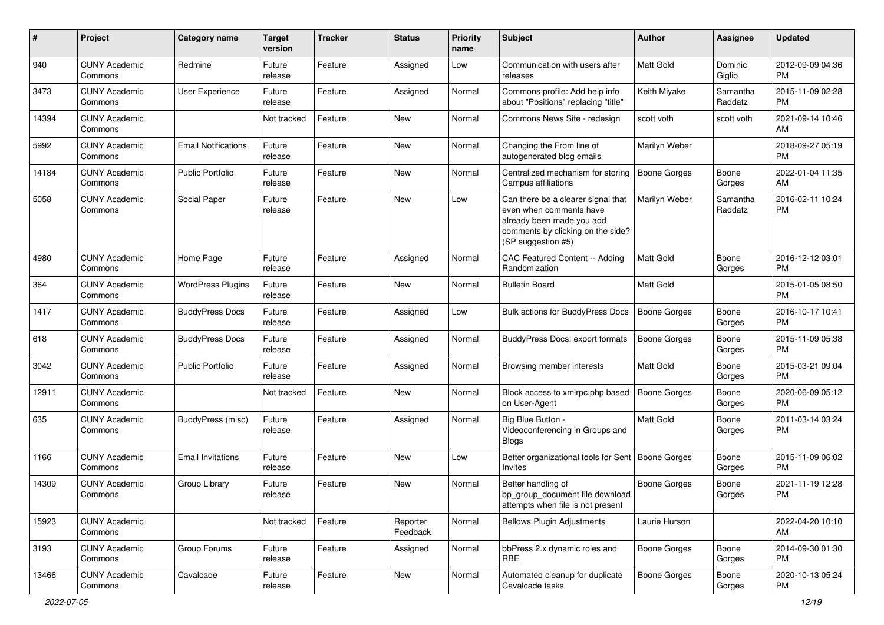| # | Project | Category name | Target version | Tracker | Status | Priority name | Subject | Author | Assignee | Updated |
|---|---|---|---|---|---|---|---|---|---|---|
| 940 | CUNY Academic Commons | Redmine | Future release | Feature | Assigned | Low | Communication with users after releases | Matt Gold | Dominic Giglio | 2012-09-09 04:36 PM |
| 3473 | CUNY Academic Commons | User Experience | Future release | Feature | Assigned | Normal | Commons profile: Add help info about "Positions" replacing "title" | Keith Miyake | Samantha Raddatz | 2015-11-09 02:28 PM |
| 14394 | CUNY Academic Commons | | Not tracked | Feature | New | Normal | Commons News Site - redesign | scott voth | scott voth | 2021-09-14 10:46 AM |
| 5992 | CUNY Academic Commons | Email Notifications | Future release | Feature | New | Normal | Changing the From line of autogenerated blog emails | Marilyn Weber | | 2018-09-27 05:19 PM |
| 14184 | CUNY Academic Commons | Public Portfolio | Future release | Feature | New | Normal | Centralized mechanism for storing Campus affiliations | Boone Gorges | Boone Gorges | 2022-01-04 11:35 AM |
| 5058 | CUNY Academic Commons | Social Paper | Future release | Feature | New | Low | Can there be a clearer signal that even when comments have already been made you add comments by clicking on the side? (SP suggestion #5) | Marilyn Weber | Samantha Raddatz | 2016-02-11 10:24 PM |
| 4980 | CUNY Academic Commons | Home Page | Future release | Feature | Assigned | Normal | CAC Featured Content -- Adding Randomization | Matt Gold | Boone Gorges | 2016-12-12 03:01 PM |
| 364 | CUNY Academic Commons | WordPress Plugins | Future release | Feature | New | Normal | Bulletin Board | Matt Gold | | 2015-01-05 08:50 PM |
| 1417 | CUNY Academic Commons | BuddyPress Docs | Future release | Feature | Assigned | Low | Bulk actions for BuddyPress Docs | Boone Gorges | Boone Gorges | 2016-10-17 10:41 PM |
| 618 | CUNY Academic Commons | BuddyPress Docs | Future release | Feature | Assigned | Normal | BuddyPress Docs: export formats | Boone Gorges | Boone Gorges | 2015-11-09 05:38 PM |
| 3042 | CUNY Academic Commons | Public Portfolio | Future release | Feature | Assigned | Normal | Browsing member interests | Matt Gold | Boone Gorges | 2015-03-21 09:04 PM |
| 12911 | CUNY Academic Commons | | Not tracked | Feature | New | Normal | Block access to xmlrpc.php based on User-Agent | Boone Gorges | Boone Gorges | 2020-06-09 05:12 PM |
| 635 | CUNY Academic Commons | BuddyPress (misc) | Future release | Feature | Assigned | Normal | Big Blue Button - Videoconferencing in Groups and Blogs | Matt Gold | Boone Gorges | 2011-03-14 03:24 PM |
| 1166 | CUNY Academic Commons | Email Invitations | Future release | Feature | New | Low | Better organizational tools for Sent Invites | Boone Gorges | Boone Gorges | 2015-11-09 06:02 PM |
| 14309 | CUNY Academic Commons | Group Library | Future release | Feature | New | Normal | Better handling of bp_group_document file download attempts when file is not present | Boone Gorges | Boone Gorges | 2021-11-19 12:28 PM |
| 15923 | CUNY Academic Commons | | Not tracked | Feature | Reporter Feedback | Normal | Bellows Plugin Adjustments | Laurie Hurson | | 2022-04-20 10:10 AM |
| 3193 | CUNY Academic Commons | Group Forums | Future release | Feature | Assigned | Normal | bbPress 2.x dynamic roles and RBE | Boone Gorges | Boone Gorges | 2014-09-30 01:30 PM |
| 13466 | CUNY Academic Commons | Cavalcade | Future release | Feature | New | Normal | Automated cleanup for duplicate Cavalcade tasks | Boone Gorges | Boone Gorges | 2020-10-13 05:24 PM |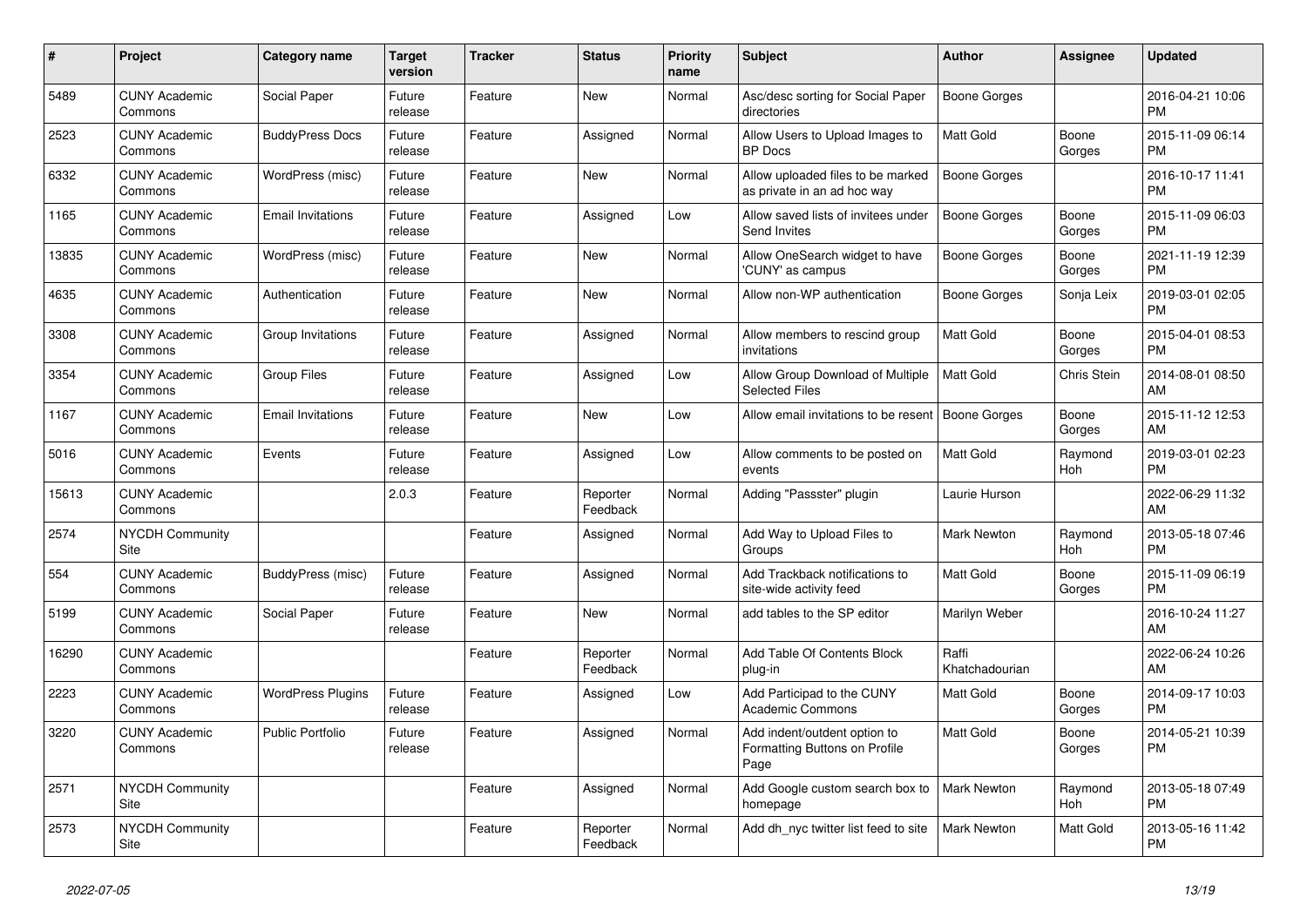| # | Project | Category name | Target version | Tracker | Status | Priority name | Subject | Author | Assignee | Updated |
|---|---|---|---|---|---|---|---|---|---|---|
| 5489 | CUNY Academic Commons | Social Paper | Future release | Feature | New | Normal | Asc/desc sorting for Social Paper directories | Boone Gorges | | 2016-04-21 10:06 PM |
| 2523 | CUNY Academic Commons | BuddyPress Docs | Future release | Feature | Assigned | Normal | Allow Users to Upload Images to BP Docs | Matt Gold | Boone Gorges | 2015-11-09 06:14 PM |
| 6332 | CUNY Academic Commons | WordPress (misc) | Future release | Feature | New | Normal | Allow uploaded files to be marked as private in an ad hoc way | Boone Gorges | | 2016-10-17 11:41 PM |
| 1165 | CUNY Academic Commons | Email Invitations | Future release | Feature | Assigned | Low | Allow saved lists of invitees under Send Invites | Boone Gorges | Boone Gorges | 2015-11-09 06:03 PM |
| 13835 | CUNY Academic Commons | WordPress (misc) | Future release | Feature | New | Normal | Allow OneSearch widget to have 'CUNY' as campus | Boone Gorges | Boone Gorges | 2021-11-19 12:39 PM |
| 4635 | CUNY Academic Commons | Authentication | Future release | Feature | New | Normal | Allow non-WP authentication | Boone Gorges | Sonja Leix | 2019-03-01 02:05 PM |
| 3308 | CUNY Academic Commons | Group Invitations | Future release | Feature | Assigned | Normal | Allow members to rescind group invitations | Matt Gold | Boone Gorges | 2015-04-01 08:53 PM |
| 3354 | CUNY Academic Commons | Group Files | Future release | Feature | Assigned | Low | Allow Group Download of Multiple Selected Files | Matt Gold | Chris Stein | 2014-08-01 08:50 AM |
| 1167 | CUNY Academic Commons | Email Invitations | Future release | Feature | New | Low | Allow email invitations to be resent | Boone Gorges | Boone Gorges | 2015-11-12 12:53 AM |
| 5016 | CUNY Academic Commons | Events | Future release | Feature | Assigned | Low | Allow comments to be posted on events | Matt Gold | Raymond Hoh | 2019-03-01 02:23 PM |
| 15613 | CUNY Academic Commons | | 2.0.3 | Feature | Reporter Feedback | Normal | Adding "Passster" plugin | Laurie Hurson | | 2022-06-29 11:32 AM |
| 2574 | NYCDH Community Site | | | Feature | Assigned | Normal | Add Way to Upload Files to Groups | Mark Newton | Raymond Hoh | 2013-05-18 07:46 PM |
| 554 | CUNY Academic Commons | BuddyPress (misc) | Future release | Feature | Assigned | Normal | Add Trackback notifications to site-wide activity feed | Matt Gold | Boone Gorges | 2015-11-09 06:19 PM |
| 5199 | CUNY Academic Commons | Social Paper | Future release | Feature | New | Normal | add tables to the SP editor | Marilyn Weber | | 2016-10-24 11:27 AM |
| 16290 | CUNY Academic Commons | | | Feature | Reporter Feedback | Normal | Add Table Of Contents Block plug-in | Raffi Khatchadourian | | 2022-06-24 10:26 AM |
| 2223 | CUNY Academic Commons | WordPress Plugins | Future release | Feature | Assigned | Low | Add Participad to the CUNY Academic Commons | Matt Gold | Boone Gorges | 2014-09-17 10:03 PM |
| 3220 | CUNY Academic Commons | Public Portfolio | Future release | Feature | Assigned | Normal | Add indent/outdent option to Formatting Buttons on Profile Page | Matt Gold | Boone Gorges | 2014-05-21 10:39 PM |
| 2571 | NYCDH Community Site | | | Feature | Assigned | Normal | Add Google custom search box to homepage | Mark Newton | Raymond Hoh | 2013-05-18 07:49 PM |
| 2573 | NYCDH Community Site | | | Feature | Reporter Feedback | Normal | Add dh_nyc twitter list feed to site | Mark Newton | Matt Gold | 2013-05-16 11:42 PM |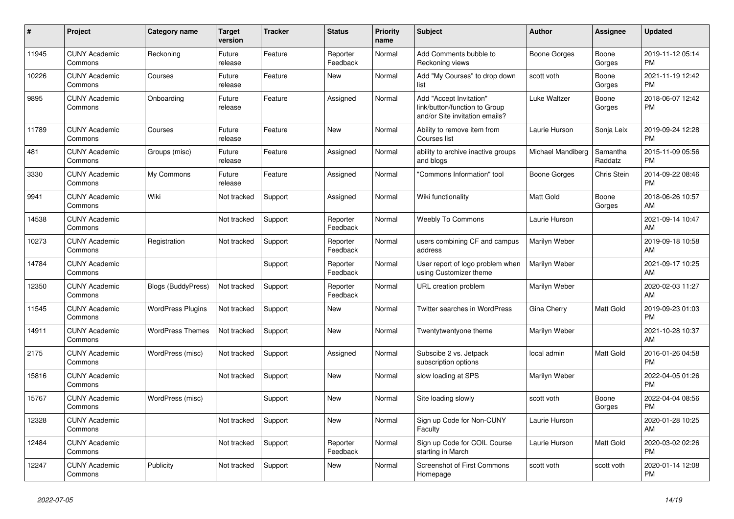| # | Project | Category name | Target version | Tracker | Status | Priority name | Subject | Author | Assignee | Updated |
|---|---|---|---|---|---|---|---|---|---|---|
| 11945 | CUNY Academic Commons | Reckoning | Future release | Feature | Reporter Feedback | Normal | Add Comments bubble to Reckoning views | Boone Gorges | Boone Gorges | 2019-11-12 05:14 PM |
| 10226 | CUNY Academic Commons | Courses | Future release | Feature | New | Normal | Add "My Courses" to drop down list | scott voth | Boone Gorges | 2021-11-19 12:42 PM |
| 9895 | CUNY Academic Commons | Onboarding | Future release | Feature | Assigned | Normal | Add "Accept Invitation" link/button/function to Group and/or Site invitation emails? | Luke Waltzer | Boone Gorges | 2018-06-07 12:42 PM |
| 11789 | CUNY Academic Commons | Courses | Future release | Feature | New | Normal | Ability to remove item from Courses list | Laurie Hurson | Sonja Leix | 2019-09-24 12:28 PM |
| 481 | CUNY Academic Commons | Groups (misc) | Future release | Feature | Assigned | Normal | ability to archive inactive groups and blogs | Michael Mandiberg | Samantha Raddatz | 2015-11-09 05:56 PM |
| 3330 | CUNY Academic Commons | My Commons | Future release | Feature | Assigned | Normal | "Commons Information" tool | Boone Gorges | Chris Stein | 2014-09-22 08:46 PM |
| 9941 | CUNY Academic Commons | Wiki | Not tracked | Support | Assigned | Normal | Wiki functionality | Matt Gold | Boone Gorges | 2018-06-26 10:57 AM |
| 14538 | CUNY Academic Commons | | Not tracked | Support | Reporter Feedback | Normal | Weebly To Commons | Laurie Hurson | | 2021-09-14 10:47 AM |
| 10273 | CUNY Academic Commons | Registration | Not tracked | Support | Reporter Feedback | Normal | users combining CF and campus address | Marilyn Weber | | 2019-09-18 10:58 AM |
| 14784 | CUNY Academic Commons | | | Support | Reporter Feedback | Normal | User report of logo problem when using Customizer theme | Marilyn Weber | | 2021-09-17 10:25 AM |
| 12350 | CUNY Academic Commons | Blogs (BuddyPress) | Not tracked | Support | Reporter Feedback | Normal | URL creation problem | Marilyn Weber | | 2020-02-03 11:27 AM |
| 11545 | CUNY Academic Commons | WordPress Plugins | Not tracked | Support | New | Normal | Twitter searches in WordPress | Gina Cherry | Matt Gold | 2019-09-23 01:03 PM |
| 14911 | CUNY Academic Commons | WordPress Themes | Not tracked | Support | New | Normal | Twentytwentyone theme | Marilyn Weber | | 2021-10-28 10:37 AM |
| 2175 | CUNY Academic Commons | WordPress (misc) | Not tracked | Support | Assigned | Normal | Subscibe 2 vs. Jetpack subscription options | local admin | Matt Gold | 2016-01-26 04:58 PM |
| 15816 | CUNY Academic Commons | | Not tracked | Support | New | Normal | slow loading at SPS | Marilyn Weber | | 2022-04-05 01:26 PM |
| 15767 | CUNY Academic Commons | WordPress (misc) | | Support | New | Normal | Site loading slowly | scott voth | Boone Gorges | 2022-04-04 08:56 PM |
| 12328 | CUNY Academic Commons | | Not tracked | Support | New | Normal | Sign up Code for Non-CUNY Faculty | Laurie Hurson | | 2020-01-28 10:25 AM |
| 12484 | CUNY Academic Commons | | Not tracked | Support | Reporter Feedback | Normal | Sign up Code for COIL Course starting in March | Laurie Hurson | Matt Gold | 2020-03-02 02:26 PM |
| 12247 | CUNY Academic Commons | Publicity | Not tracked | Support | New | Normal | Screenshot of First Commons Homepage | scott voth | scott voth | 2020-01-14 12:08 PM |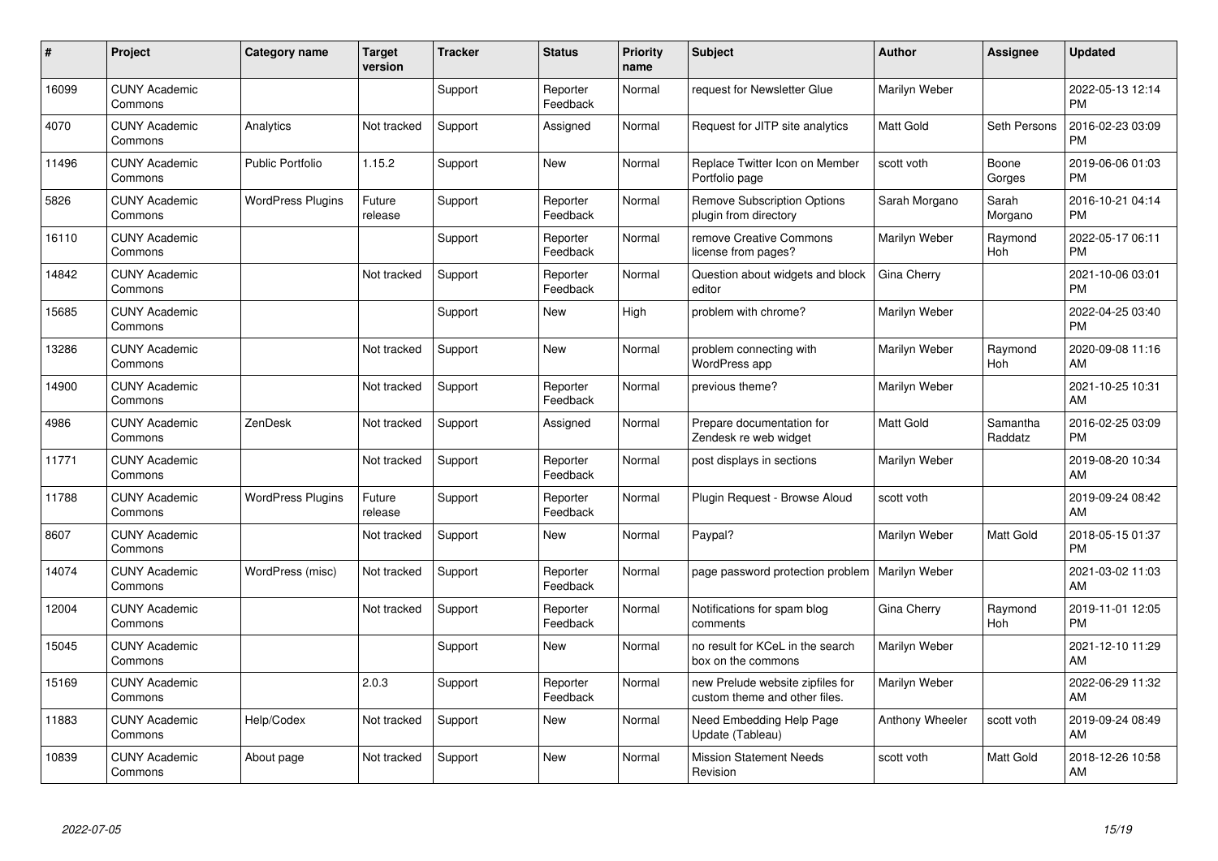| # | Project | Category name | Target version | Tracker | Status | Priority name | Subject | Author | Assignee | Updated |
|---|---|---|---|---|---|---|---|---|---|---|
| 16099 | CUNY Academic Commons | | | Support | Reporter Feedback | Normal | request for Newsletter Glue | Marilyn Weber | | 2022-05-13 12:14 PM |
| 4070 | CUNY Academic Commons | Analytics | Not tracked | Support | Assigned | Normal | Request for JITP site analytics | Matt Gold | Seth Persons | 2016-02-23 03:09 PM |
| 11496 | CUNY Academic Commons | Public Portfolio | 1.15.2 | Support | New | Normal | Replace Twitter Icon on Member Portfolio page | scott voth | Boone Gorges | 2019-06-06 01:03 PM |
| 5826 | CUNY Academic Commons | WordPress Plugins | Future release | Support | Reporter Feedback | Normal | Remove Subscription Options plugin from directory | Sarah Morgano | Sarah Morgano | 2016-10-21 04:14 PM |
| 16110 | CUNY Academic Commons | | | Support | Reporter Feedback | Normal | remove Creative Commons license from pages? | Marilyn Weber | Raymond Hoh | 2022-05-17 06:11 PM |
| 14842 | CUNY Academic Commons | | Not tracked | Support | Reporter Feedback | Normal | Question about widgets and block editor | Gina Cherry | | 2021-10-06 03:01 PM |
| 15685 | CUNY Academic Commons | | | Support | New | High | problem with chrome? | Marilyn Weber | | 2022-04-25 03:40 PM |
| 13286 | CUNY Academic Commons | | Not tracked | Support | New | Normal | problem connecting with WordPress app | Marilyn Weber | Raymond Hoh | 2020-09-08 11:16 AM |
| 14900 | CUNY Academic Commons | | Not tracked | Support | Reporter Feedback | Normal | previous theme? | Marilyn Weber | | 2021-10-25 10:31 AM |
| 4986 | CUNY Academic Commons | ZenDesk | Not tracked | Support | Assigned | Normal | Prepare documentation for Zendesk re web widget | Matt Gold | Samantha Raddatz | 2016-02-25 03:09 PM |
| 11771 | CUNY Academic Commons | | Not tracked | Support | Reporter Feedback | Normal | post displays in sections | Marilyn Weber | | 2019-08-20 10:34 AM |
| 11788 | CUNY Academic Commons | WordPress Plugins | Future release | Support | Reporter Feedback | Normal | Plugin Request - Browse Aloud | scott voth | | 2019-09-24 08:42 AM |
| 8607 | CUNY Academic Commons | | Not tracked | Support | New | Normal | Paypal? | Marilyn Weber | Matt Gold | 2018-05-15 01:37 PM |
| 14074 | CUNY Academic Commons | WordPress (misc) | Not tracked | Support | Reporter Feedback | Normal | page password protection problem | Marilyn Weber | | 2021-03-02 11:03 AM |
| 12004 | CUNY Academic Commons | | Not tracked | Support | Reporter Feedback | Normal | Notifications for spam blog comments | Gina Cherry | Raymond Hoh | 2019-11-01 12:05 PM |
| 15045 | CUNY Academic Commons | | | Support | New | Normal | no result for KCeL in the search box on the commons | Marilyn Weber | | 2021-12-10 11:29 AM |
| 15169 | CUNY Academic Commons | | 2.0.3 | Support | Reporter Feedback | Normal | new Prelude website zipfiles for custom theme and other files. | Marilyn Weber | | 2022-06-29 11:32 AM |
| 11883 | CUNY Academic Commons | Help/Codex | Not tracked | Support | New | Normal | Need Embedding Help Page Update (Tableau) | Anthony Wheeler | scott voth | 2019-09-24 08:49 AM |
| 10839 | CUNY Academic Commons | About page | Not tracked | Support | New | Normal | Mission Statement Needs Revision | scott voth | Matt Gold | 2018-12-26 10:58 AM |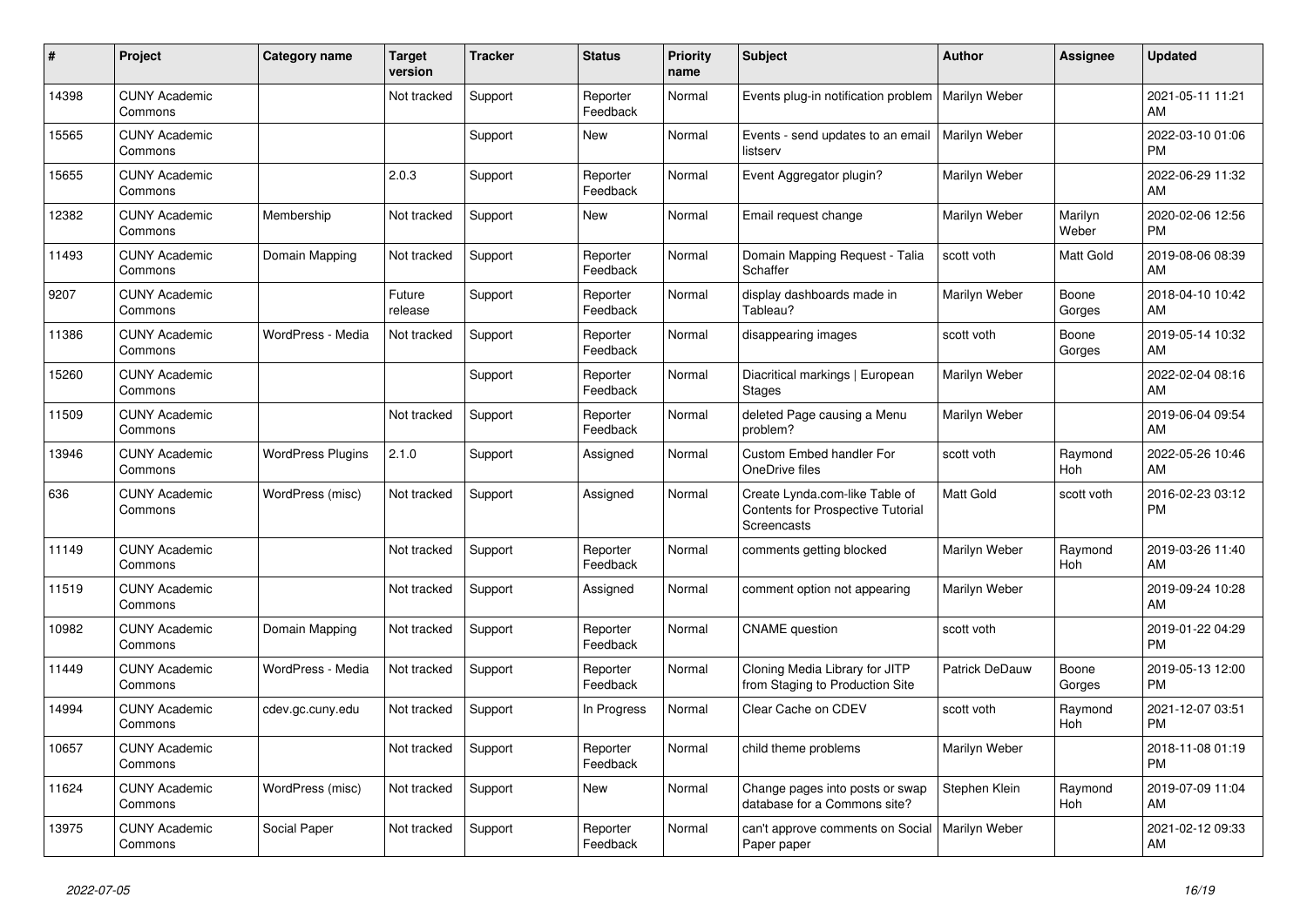| # | Project | Category name | Target version | Tracker | Status | Priority name | Subject | Author | Assignee | Updated |
|---|---|---|---|---|---|---|---|---|---|---|
| 14398 | CUNY Academic Commons | | Not tracked | Support | Reporter Feedback | Normal | Events plug-in notification problem | Marilyn Weber | | 2021-05-11 11:21 AM |
| 15565 | CUNY Academic Commons | | | Support | New | Normal | Events - send updates to an email listserv | Marilyn Weber | | 2022-03-10 01:06 PM |
| 15655 | CUNY Academic Commons | | 2.0.3 | Support | Reporter Feedback | Normal | Event Aggregator plugin? | Marilyn Weber | | 2022-06-29 11:32 AM |
| 12382 | CUNY Academic Commons | Membership | Not tracked | Support | New | Normal | Email request change | Marilyn Weber | Marilyn Weber | 2020-02-06 12:56 PM |
| 11493 | CUNY Academic Commons | Domain Mapping | Not tracked | Support | Reporter Feedback | Normal | Domain Mapping Request - Talia Schaffer | scott voth | Matt Gold | 2019-08-06 08:39 AM |
| 9207 | CUNY Academic Commons | | Future release | Support | Reporter Feedback | Normal | display dashboards made in Tableau? | Marilyn Weber | Boone Gorges | 2018-04-10 10:42 AM |
| 11386 | CUNY Academic Commons | WordPress - Media | Not tracked | Support | Reporter Feedback | Normal | disappearing images | scott voth | Boone Gorges | 2019-05-14 10:32 AM |
| 15260 | CUNY Academic Commons | | | Support | Reporter Feedback | Normal | Diacritical markings \| European Stages | Marilyn Weber | | 2022-02-04 08:16 AM |
| 11509 | CUNY Academic Commons | | Not tracked | Support | Reporter Feedback | Normal | deleted Page causing a Menu problem? | Marilyn Weber | | 2019-06-04 09:54 AM |
| 13946 | CUNY Academic Commons | WordPress Plugins | 2.1.0 | Support | Assigned | Normal | Custom Embed handler For OneDrive files | scott voth | Raymond Hoh | 2022-05-26 10:46 AM |
| 636 | CUNY Academic Commons | WordPress (misc) | Not tracked | Support | Assigned | Normal | Create Lynda.com-like Table of Contents for Prospective Tutorial Screencasts | Matt Gold | scott voth | 2016-02-23 03:12 PM |
| 11149 | CUNY Academic Commons | | Not tracked | Support | Reporter Feedback | Normal | comments getting blocked | Marilyn Weber | Raymond Hoh | 2019-03-26 11:40 AM |
| 11519 | CUNY Academic Commons | | Not tracked | Support | Assigned | Normal | comment option not appearing | Marilyn Weber | | 2019-09-24 10:28 AM |
| 10982 | CUNY Academic Commons | Domain Mapping | Not tracked | Support | Reporter Feedback | Normal | CNAME question | scott voth | | 2019-01-22 04:29 PM |
| 11449 | CUNY Academic Commons | WordPress - Media | Not tracked | Support | Reporter Feedback | Normal | Cloning Media Library for JITP from Staging to Production Site | Patrick DeDauw | Boone Gorges | 2019-05-13 12:00 PM |
| 14994 | CUNY Academic Commons | cdev.gc.cuny.edu | Not tracked | Support | In Progress | Normal | Clear Cache on CDEV | scott voth | Raymond Hoh | 2021-12-07 03:51 PM |
| 10657 | CUNY Academic Commons | | Not tracked | Support | Reporter Feedback | Normal | child theme problems | Marilyn Weber | | 2018-11-08 01:19 PM |
| 11624 | CUNY Academic Commons | WordPress (misc) | Not tracked | Support | New | Normal | Change pages into posts or swap database for a Commons site? | Stephen Klein | Raymond Hoh | 2019-07-09 11:04 AM |
| 13975 | CUNY Academic Commons | Social Paper | Not tracked | Support | Reporter Feedback | Normal | can't approve comments on Social Paper paper | Marilyn Weber | | 2021-02-12 09:33 AM |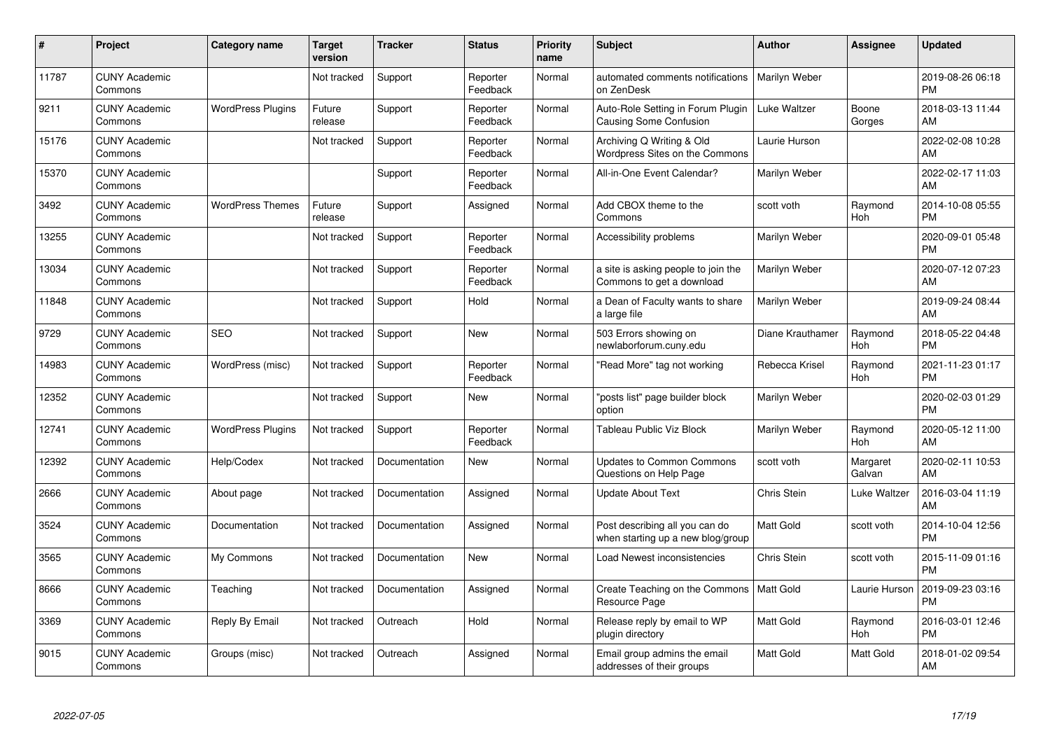| # | Project | Category name | Target version | Tracker | Status | Priority name | Subject | Author | Assignee | Updated |
|---|---|---|---|---|---|---|---|---|---|---|
| 11787 | CUNY Academic Commons | | Not tracked | Support | Reporter Feedback | Normal | automated comments notifications on ZenDesk | Marilyn Weber | | 2019-08-26 06:18 PM |
| 9211 | CUNY Academic Commons | WordPress Plugins | Future release | Support | Reporter Feedback | Normal | Auto-Role Setting in Forum Plugin Causing Some Confusion | Luke Waltzer | Boone Gorges | 2018-03-13 11:44 AM |
| 15176 | CUNY Academic Commons | | Not tracked | Support | Reporter Feedback | Normal | Archiving Q Writing & Old Wordpress Sites on the Commons | Laurie Hurson | | 2022-02-08 10:28 AM |
| 15370 | CUNY Academic Commons | | | Support | Reporter Feedback | Normal | All-in-One Event Calendar? | Marilyn Weber | | 2022-02-17 11:03 AM |
| 3492 | CUNY Academic Commons | WordPress Themes | Future release | Support | Assigned | Normal | Add CBOX theme to the Commons | scott voth | Raymond Hoh | 2014-10-08 05:55 PM |
| 13255 | CUNY Academic Commons | | Not tracked | Support | Reporter Feedback | Normal | Accessibility problems | Marilyn Weber | | 2020-09-01 05:48 PM |
| 13034 | CUNY Academic Commons | | Not tracked | Support | Reporter Feedback | Normal | a site is asking people to join the Commons to get a download | Marilyn Weber | | 2020-07-12 07:23 AM |
| 11848 | CUNY Academic Commons | | Not tracked | Support | Hold | Normal | a Dean of Faculty wants to share a large file | Marilyn Weber | | 2019-09-24 08:44 AM |
| 9729 | CUNY Academic Commons | SEO | Not tracked | Support | New | Normal | 503 Errors showing on newlaborforum.cuny.edu | Diane Krauthamer | Raymond Hoh | 2018-05-22 04:48 PM |
| 14983 | CUNY Academic Commons | WordPress (misc) | Not tracked | Support | Reporter Feedback | Normal | "Read More" tag not working | Rebecca Krisel | Raymond Hoh | 2021-11-23 01:17 PM |
| 12352 | CUNY Academic Commons | | Not tracked | Support | New | Normal | "posts list" page builder block option | Marilyn Weber | | 2020-02-03 01:29 PM |
| 12741 | CUNY Academic Commons | WordPress Plugins | Not tracked | Support | Reporter Feedback | Normal | Tableau Public Viz Block | Marilyn Weber | Raymond Hoh | 2020-05-12 11:00 AM |
| 12392 | CUNY Academic Commons | Help/Codex | Not tracked | Documentation | New | Normal | Updates to Common Commons Questions on Help Page | scott voth | Margaret Galvan | 2020-02-11 10:53 AM |
| 2666 | CUNY Academic Commons | About page | Not tracked | Documentation | Assigned | Normal | Update About Text | Chris Stein | Luke Waltzer | 2016-03-04 11:19 AM |
| 3524 | CUNY Academic Commons | Documentation | Not tracked | Documentation | Assigned | Normal | Post describing all you can do when starting up a new blog/group | Matt Gold | scott voth | 2014-10-04 12:56 PM |
| 3565 | CUNY Academic Commons | My Commons | Not tracked | Documentation | New | Normal | Load Newest inconsistencies | Chris Stein | scott voth | 2015-11-09 01:16 PM |
| 8666 | CUNY Academic Commons | Teaching | Not tracked | Documentation | Assigned | Normal | Create Teaching on the Commons Resource Page | Matt Gold | Laurie Hurson | 2019-09-23 03:16 PM |
| 3369 | CUNY Academic Commons | Reply By Email | Not tracked | Outreach | Hold | Normal | Release reply by email to WP plugin directory | Matt Gold | Raymond Hoh | 2016-03-01 12:46 PM |
| 9015 | CUNY Academic Commons | Groups (misc) | Not tracked | Outreach | Assigned | Normal | Email group admins the email addresses of their groups | Matt Gold | Matt Gold | 2018-01-02 09:54 AM |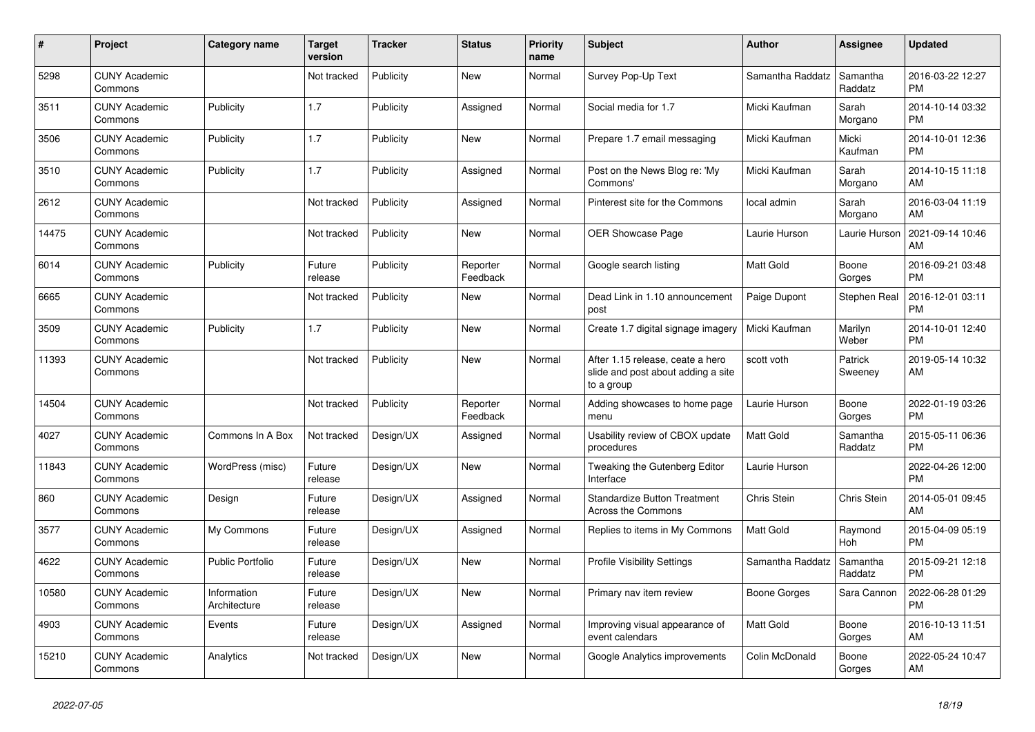| # | Project | Category name | Target version | Tracker | Status | Priority name | Subject | Author | Assignee | Updated |
|---|---|---|---|---|---|---|---|---|---|---|
| 5298 | CUNY Academic Commons | | Not tracked | Publicity | New | Normal | Survey Pop-Up Text | Samantha Raddatz | Samantha Raddatz | 2016-03-22 12:27 PM |
| 3511 | CUNY Academic Commons | Publicity | 1.7 | Publicity | Assigned | Normal | Social media for 1.7 | Micki Kaufman | Sarah Morgano | 2014-10-14 03:32 PM |
| 3506 | CUNY Academic Commons | Publicity | 1.7 | Publicity | New | Normal | Prepare 1.7 email messaging | Micki Kaufman | Micki Kaufman | 2014-10-01 12:36 PM |
| 3510 | CUNY Academic Commons | Publicity | 1.7 | Publicity | Assigned | Normal | Post on the News Blog re: 'My Commons' | Micki Kaufman | Sarah Morgano | 2014-10-15 11:18 AM |
| 2612 | CUNY Academic Commons | | Not tracked | Publicity | Assigned | Normal | Pinterest site for the Commons | local admin | Sarah Morgano | 2016-03-04 11:19 AM |
| 14475 | CUNY Academic Commons | | Not tracked | Publicity | New | Normal | OER Showcase Page | Laurie Hurson | Laurie Hurson | 2021-09-14 10:46 AM |
| 6014 | CUNY Academic Commons | Publicity | Future release | Publicity | Reporter Feedback | Normal | Google search listing | Matt Gold | Boone Gorges | 2016-09-21 03:48 PM |
| 6665 | CUNY Academic Commons | | Not tracked | Publicity | New | Normal | Dead Link in 1.10 announcement post | Paige Dupont | Stephen Real | 2016-12-01 03:11 PM |
| 3509 | CUNY Academic Commons | Publicity | 1.7 | Publicity | New | Normal | Create 1.7 digital signage imagery | Micki Kaufman | Marilyn Weber | 2014-10-01 12:40 PM |
| 11393 | CUNY Academic Commons | | Not tracked | Publicity | New | Normal | After 1.15 release, ceate a hero slide and post about adding a site to a group | scott voth | Patrick Sweeney | 2019-05-14 10:32 AM |
| 14504 | CUNY Academic Commons | | Not tracked | Publicity | Reporter Feedback | Normal | Adding showcases to home page menu | Laurie Hurson | Boone Gorges | 2022-01-19 03:26 PM |
| 4027 | CUNY Academic Commons | Commons In A Box | Not tracked | Design/UX | Assigned | Normal | Usability review of CBOX update procedures | Matt Gold | Samantha Raddatz | 2015-05-11 06:36 PM |
| 11843 | CUNY Academic Commons | WordPress (misc) | Future release | Design/UX | New | Normal | Tweaking the Gutenberg Editor Interface | Laurie Hurson | | 2022-04-26 12:00 PM |
| 860 | CUNY Academic Commons | Design | Future release | Design/UX | Assigned | Normal | Standardize Button Treatment Across the Commons | Chris Stein | Chris Stein | 2014-05-01 09:45 AM |
| 3577 | CUNY Academic Commons | My Commons | Future release | Design/UX | Assigned | Normal | Replies to items in My Commons | Matt Gold | Raymond Hoh | 2015-04-09 05:19 PM |
| 4622 | CUNY Academic Commons | Public Portfolio | Future release | Design/UX | New | Normal | Profile Visibility Settings | Samantha Raddatz | Samantha Raddatz | 2015-09-21 12:18 PM |
| 10580 | CUNY Academic Commons | Information Architecture | Future release | Design/UX | New | Normal | Primary nav item review | Boone Gorges | Sara Cannon | 2022-06-28 01:29 PM |
| 4903 | CUNY Academic Commons | Events | Future release | Design/UX | Assigned | Normal | Improving visual appearance of event calendars | Matt Gold | Boone Gorges | 2016-10-13 11:51 AM |
| 15210 | CUNY Academic Commons | Analytics | Not tracked | Design/UX | New | Normal | Google Analytics improvements | Colin McDonald | Boone Gorges | 2022-05-24 10:47 AM |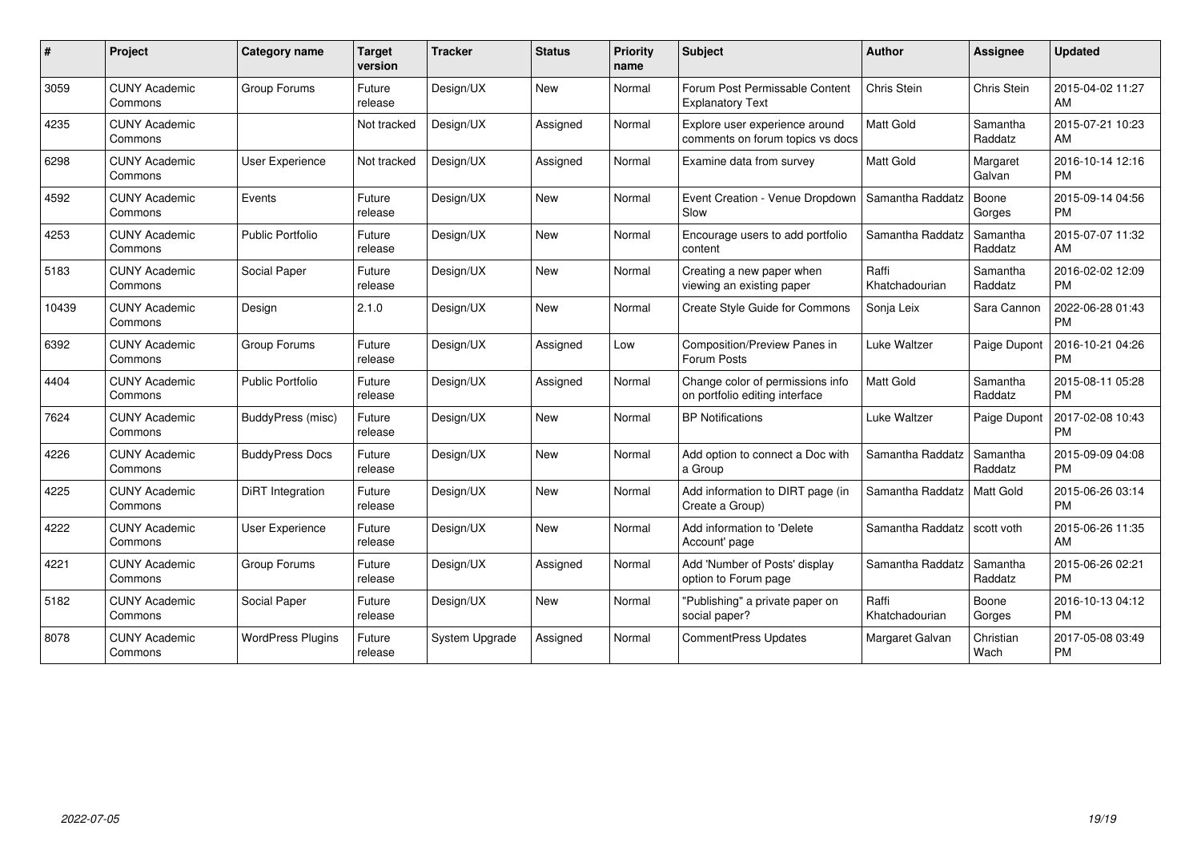| # | Project | Category name | Target version | Tracker | Status | Priority name | Subject | Author | Assignee | Updated |
|---|---|---|---|---|---|---|---|---|---|---|
| 3059 | CUNY Academic Commons | Group Forums | Future release | Design/UX | New | Normal | Forum Post Permissable Content Explanatory Text | Chris Stein | Chris Stein | 2015-04-02 11:27 AM |
| 4235 | CUNY Academic Commons | | Not tracked | Design/UX | Assigned | Normal | Explore user experience around comments on forum topics vs docs | Matt Gold | Samantha Raddatz | 2015-07-21 10:23 AM |
| 6298 | CUNY Academic Commons | User Experience | Not tracked | Design/UX | Assigned | Normal | Examine data from survey | Matt Gold | Margaret Galvan | 2016-10-14 12:16 PM |
| 4592 | CUNY Academic Commons | Events | Future release | Design/UX | New | Normal | Event Creation - Venue Dropdown Slow | Samantha Raddatz | Boone Gorges | 2015-09-14 04:56 PM |
| 4253 | CUNY Academic Commons | Public Portfolio | Future release | Design/UX | New | Normal | Encourage users to add portfolio content | Samantha Raddatz | Samantha Raddatz | 2015-07-07 11:32 AM |
| 5183 | CUNY Academic Commons | Social Paper | Future release | Design/UX | New | Normal | Creating a new paper when viewing an existing paper | Raffi Khatchadourian | Samantha Raddatz | 2016-02-02 12:09 PM |
| 10439 | CUNY Academic Commons | Design | 2.1.0 | Design/UX | New | Normal | Create Style Guide for Commons | Sonja Leix | Sara Cannon | 2022-06-28 01:43 PM |
| 6392 | CUNY Academic Commons | Group Forums | Future release | Design/UX | Assigned | Low | Composition/Preview Panes in Forum Posts | Luke Waltzer | Paige Dupont | 2016-10-21 04:26 PM |
| 4404 | CUNY Academic Commons | Public Portfolio | Future release | Design/UX | Assigned | Normal | Change color of permissions info on portfolio editing interface | Matt Gold | Samantha Raddatz | 2015-08-11 05:28 PM |
| 7624 | CUNY Academic Commons | BuddyPress (misc) | Future release | Design/UX | New | Normal | BP Notifications | Luke Waltzer | Paige Dupont | 2017-02-08 10:43 PM |
| 4226 | CUNY Academic Commons | BuddyPress Docs | Future release | Design/UX | New | Normal | Add option to connect a Doc with a Group | Samantha Raddatz | Samantha Raddatz | 2015-09-09 04:08 PM |
| 4225 | CUNY Academic Commons | DiRT Integration | Future release | Design/UX | New | Normal | Add information to DIRT page (in Create a Group) | Samantha Raddatz | Matt Gold | 2015-06-26 03:14 PM |
| 4222 | CUNY Academic Commons | User Experience | Future release | Design/UX | New | Normal | Add information to 'Delete Account' page | Samantha Raddatz | scott voth | 2015-06-26 11:35 AM |
| 4221 | CUNY Academic Commons | Group Forums | Future release | Design/UX | Assigned | Normal | Add 'Number of Posts' display option to Forum page | Samantha Raddatz | Samantha Raddatz | 2015-06-26 02:21 PM |
| 5182 | CUNY Academic Commons | Social Paper | Future release | Design/UX | New | Normal | "Publishing" a private paper on social paper? | Raffi Khatchadourian | Boone Gorges | 2016-10-13 04:12 PM |
| 8078 | CUNY Academic Commons | WordPress Plugins | Future release | System Upgrade | Assigned | Normal | CommentPress Updates | Margaret Galvan | Christian Wach | 2017-05-08 03:49 PM |